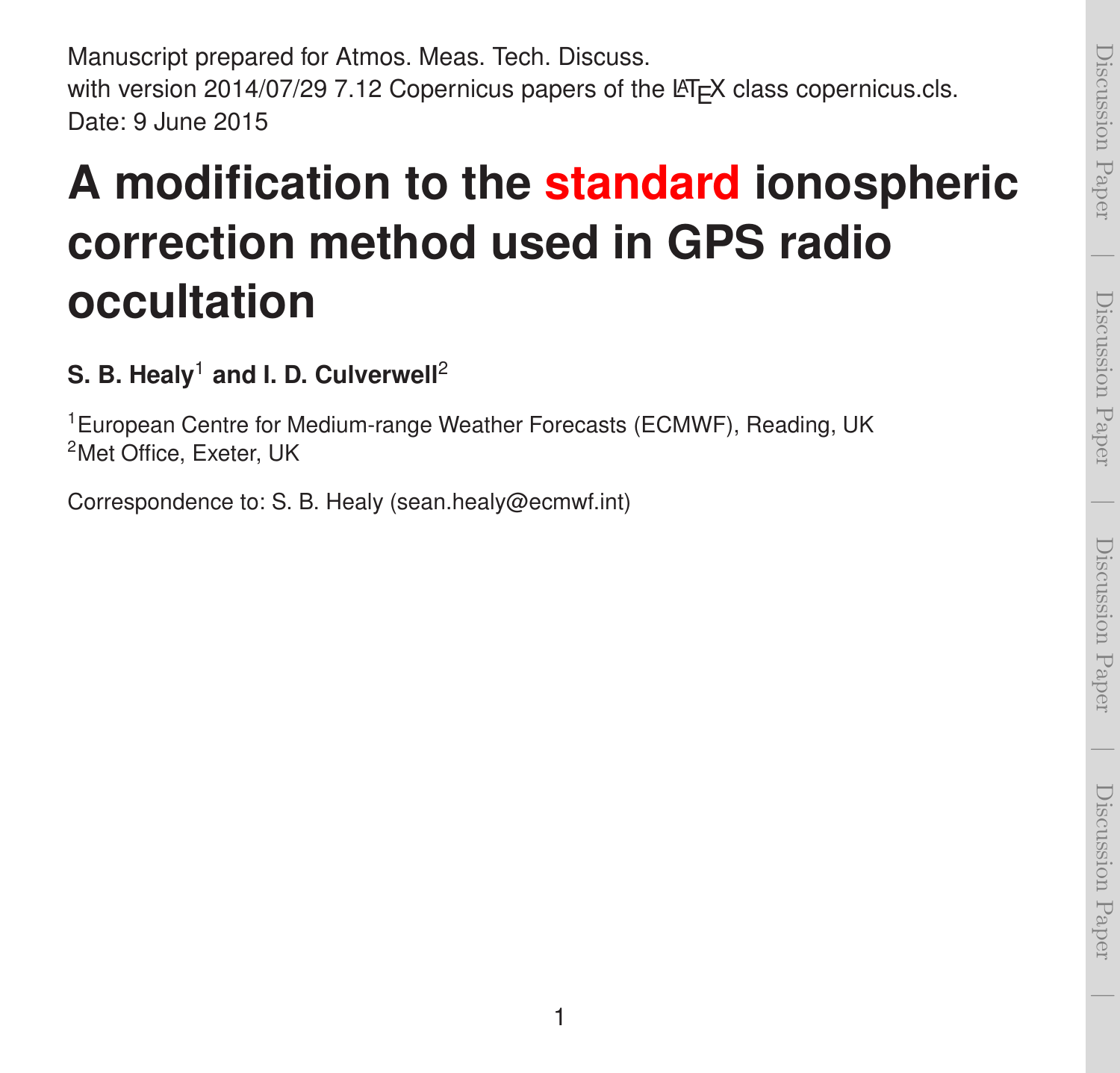Manuscript prepared for Atmos. Meas. Tech. Discuss.
with version 2014/07/29 7.12 Copernicus papers of the LaTeX class copernicus.cls.
Date: 9 June 2015

# A modification to the standard ionospheric correction method used in GPS radio occultation

**S. B. Healy[1] and I. D. Culverwell[2]**

[1]European Centre for Medium-range Weather Forecasts (ECMWF), Reading, UK
[2]Met Office, Exeter, UK

Correspondence to: S. B. Healy (sean.healy@ecmwf.int)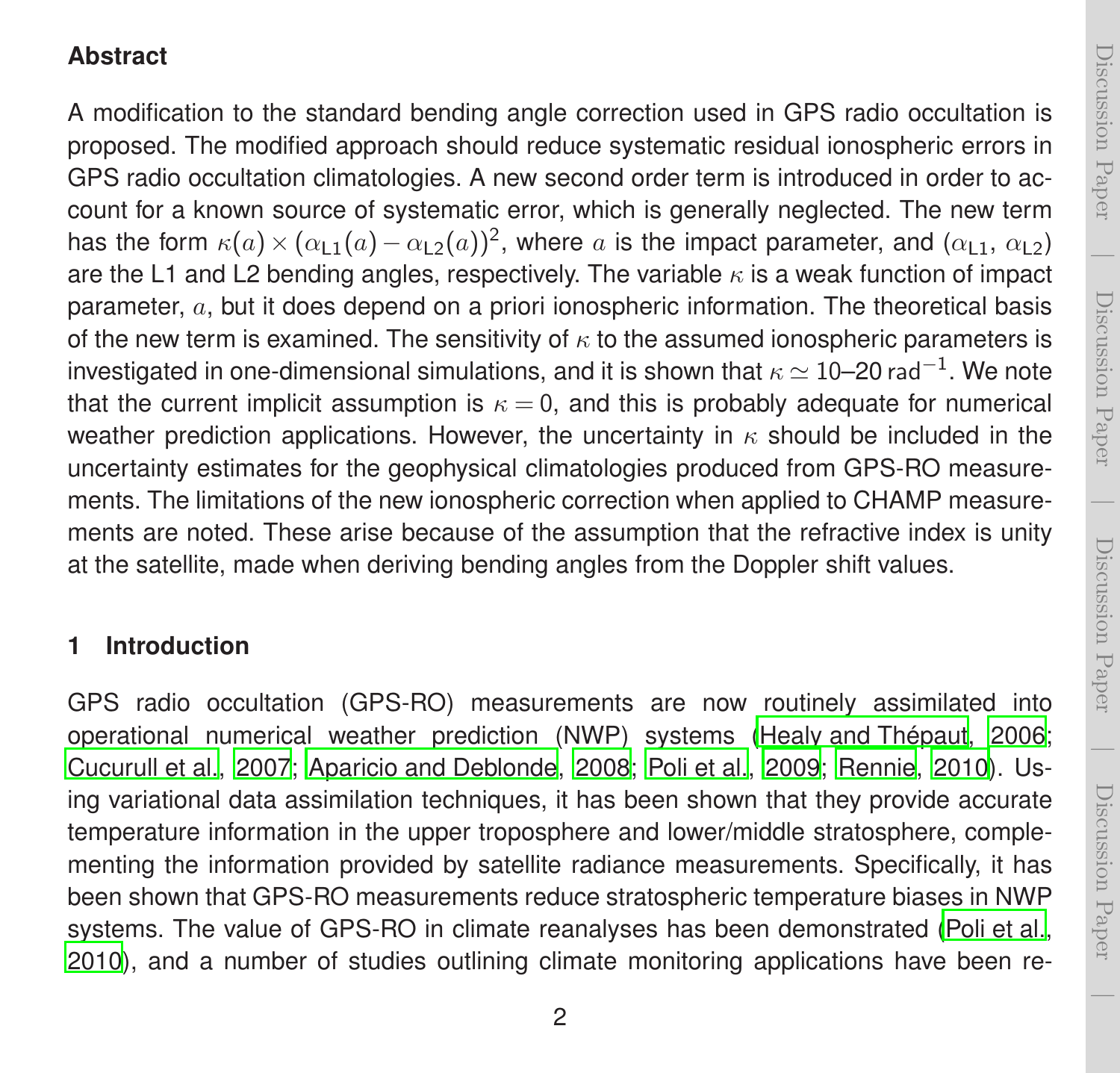## Abstract

A modification to the standard bending angle correction used in GPS radio occultation is proposed. The modified approach should reduce systematic residual ionospheric errors in GPS radio occultation climatologies. A new second order term is introduced in order to account for a known source of systematic error, which is generally neglected. The new term has the form $\kappa(a) \times (\alpha_{\mathrm{L1}}(a) - \alpha_{\mathrm{L2}}(a))^2$, where $a$ is the impact parameter, and $(\alpha_{\mathrm{L1}}, \alpha_{\mathrm{L2}})$ are the L1 and L2 bending angles, respectively. The variable $\kappa$ is a weak function of impact parameter, $a$, but it does depend on a priori ionospheric information. The theoretical basis of the new term is examined. The sensitivity of $\kappa$ to the assumed ionospheric parameters is investigated in one-dimensional simulations, and it is shown that $\kappa \simeq$ 10–20 $\mathrm{rad}^{-1}$. We note that the current implicit assumption is $\kappa = 0$, and this is probably adequate for numerical weather prediction applications. However, the uncertainty in $\kappa$ should be included in the uncertainty estimates for the geophysical climatologies produced from GPS-RO measurements. The limitations of the new ionospheric correction when applied to CHAMP measurements are noted. These arise because of the assumption that the refractive index is unity at the satellite, made when deriving bending angles from the Doppler shift values.

## 1 Introduction

GPS radio occultation (GPS-RO) measurements are now routinely assimilated into operational numerical weather prediction (NWP) systems (Healy and Thépaut, 2006; Cucurull et al., 2007; Aparicio and Deblonde, 2008; Poli et al., 2009; Rennie, 2010). Using variational data assimilation techniques, it has been shown that they provide accurate temperature information in the upper troposphere and lower/middle stratosphere, complementing the information provided by satellite radiance measurements. Specifically, it has been shown that GPS-RO measurements reduce stratospheric temperature biases in NWP systems. The value of GPS-RO in climate reanalyses has been demonstrated (Poli et al., 2010), and a number of studies outlining climate monitoring applications have been re-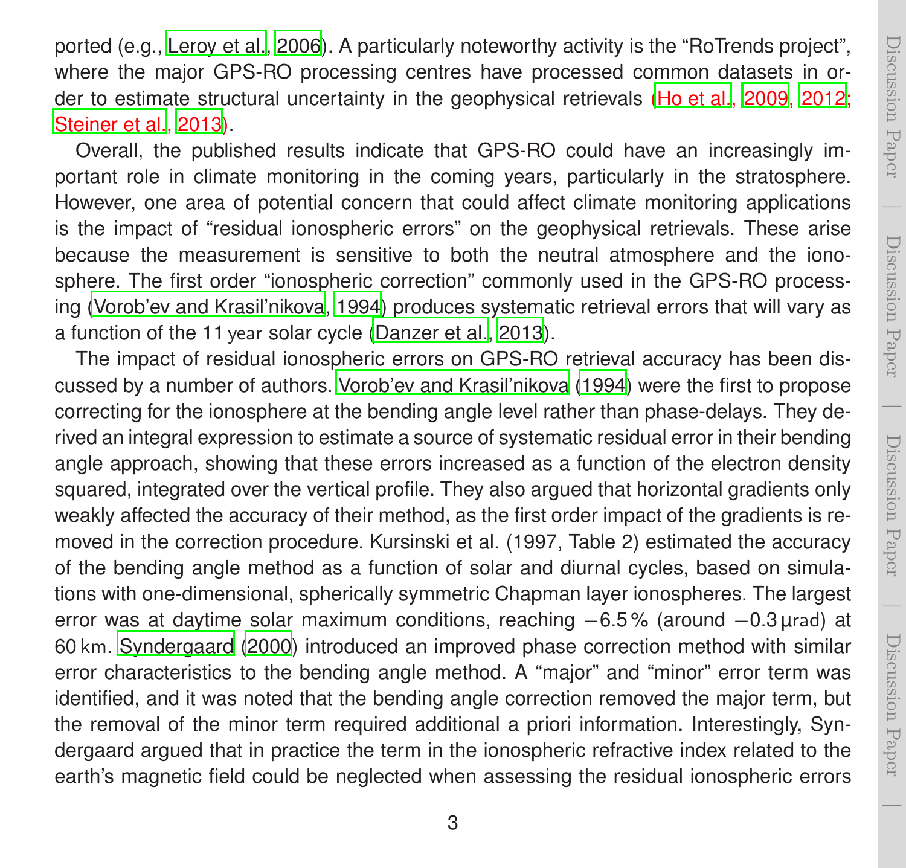ported (e.g., Leroy et al., 2006). A particularly noteworthy activity is the "RoTrends project", where the major GPS-RO processing centres have processed common datasets in order to estimate structural uncertainty in the geophysical retrievals (Ho et al., 2009, 2012; Steiner et al., 2013).

Overall, the published results indicate that GPS-RO could have an increasingly important role in climate monitoring in the coming years, particularly in the stratosphere. However, one area of potential concern that could affect climate monitoring applications is the impact of "residual ionospheric errors" on the geophysical retrievals. These arise because the measurement is sensitive to both the neutral atmosphere and the ionosphere. The first order "ionospheric correction" commonly used in the GPS-RO processing (Vorob'ev and Krasil'nikova, 1994) produces systematic retrieval errors that will vary as a function of the 11 year solar cycle (Danzer et al., 2013).

The impact of residual ionospheric errors on GPS-RO retrieval accuracy has been discussed by a number of authors. Vorob'ev and Krasil'nikova (1994) were the first to propose correcting for the ionosphere at the bending angle level rather than phase-delays. They derived an integral expression to estimate a source of systematic residual error in their bending angle approach, showing that these errors increased as a function of the electron density squared, integrated over the vertical profile. They also argued that horizontal gradients only weakly affected the accuracy of their method, as the first order impact of the gradients is removed in the correction procedure. Kursinski et al. (1997, Table 2) estimated the accuracy of the bending angle method as a function of solar and diurnal cycles, based on simulations with one-dimensional, spherically symmetric Chapman layer ionospheres. The largest error was at daytime solar maximum conditions, reaching $-6.5\,\%$ (around $-0.3\,\mu\text{rad}$) at 60 km. Syndergaard (2000) introduced an improved phase correction method with similar error characteristics to the bending angle method. A "major" and "minor" error term was identified, and it was noted that the bending angle correction removed the major term, but the removal of the minor term required additional a priori information. Interestingly, Syndergaard argued that in practice the term in the ionospheric refractive index related to the earth's magnetic field could be neglected when assessing the residual ionospheric errors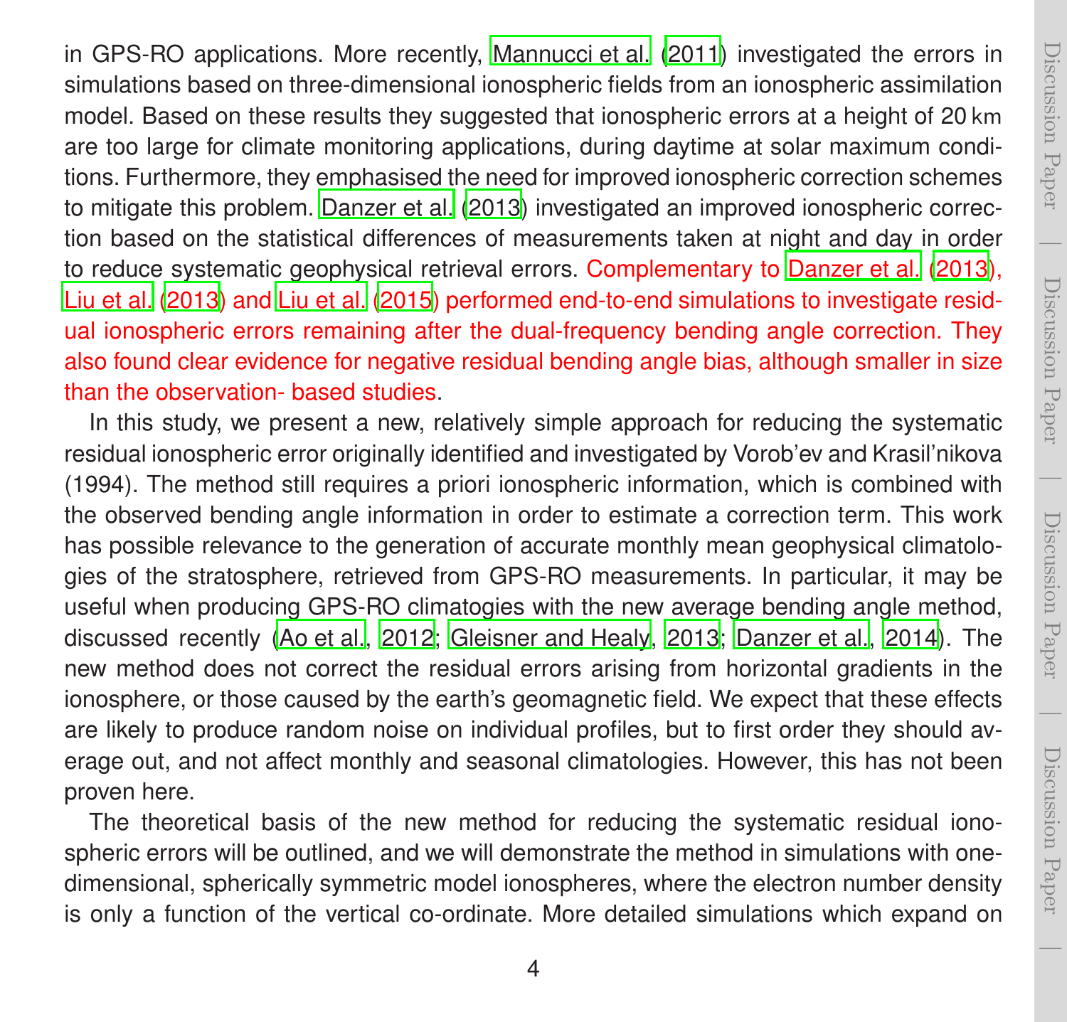in GPS-RO applications. More recently, Mannucci et al. (2011) investigated the errors in simulations based on three-dimensional ionospheric fields from an ionospheric assimilation model. Based on these results they suggested that ionospheric errors at a height of 20 km are too large for climate monitoring applications, during daytime at solar maximum conditions. Furthermore, they emphasised the need for improved ionospheric correction schemes to mitigate this problem. Danzer et al. (2013) investigated an improved ionospheric correction based on the statistical differences of measurements taken at night and day in order to reduce systematic geophysical retrieval errors. Complementary to Danzer et al. (2013), Liu et al. (2013) and Liu et al. (2015) performed end-to-end simulations to investigate residual ionospheric errors remaining after the dual-frequency bending angle correction. They also found clear evidence for negative residual bending angle bias, although smaller in size than the observation- based studies.

In this study, we present a new, relatively simple approach for reducing the systematic residual ionospheric error originally identified and investigated by Vorob'ev and Krasil'nikova (1994). The method still requires a priori ionospheric information, which is combined with the observed bending angle information in order to estimate a correction term. This work has possible relevance to the generation of accurate monthly mean geophysical climatologies of the stratosphere, retrieved from GPS-RO measurements. In particular, it may be useful when producing GPS-RO climatogies with the new average bending angle method, discussed recently (Ao et al., 2012; Gleisner and Healy, 2013; Danzer et al., 2014). The new method does not correct the residual errors arising from horizontal gradients in the ionosphere, or those caused by the earth's geomagnetic field. We expect that these effects are likely to produce random noise on individual profiles, but to first order they should average out, and not affect monthly and seasonal climatologies. However, this has not been proven here.

The theoretical basis of the new method for reducing the systematic residual ionospheric errors will be outlined, and we will demonstrate the method in simulations with one-dimensional, spherically symmetric model ionospheres, where the electron number density is only a function of the vertical co-ordinate. More detailed simulations which expand on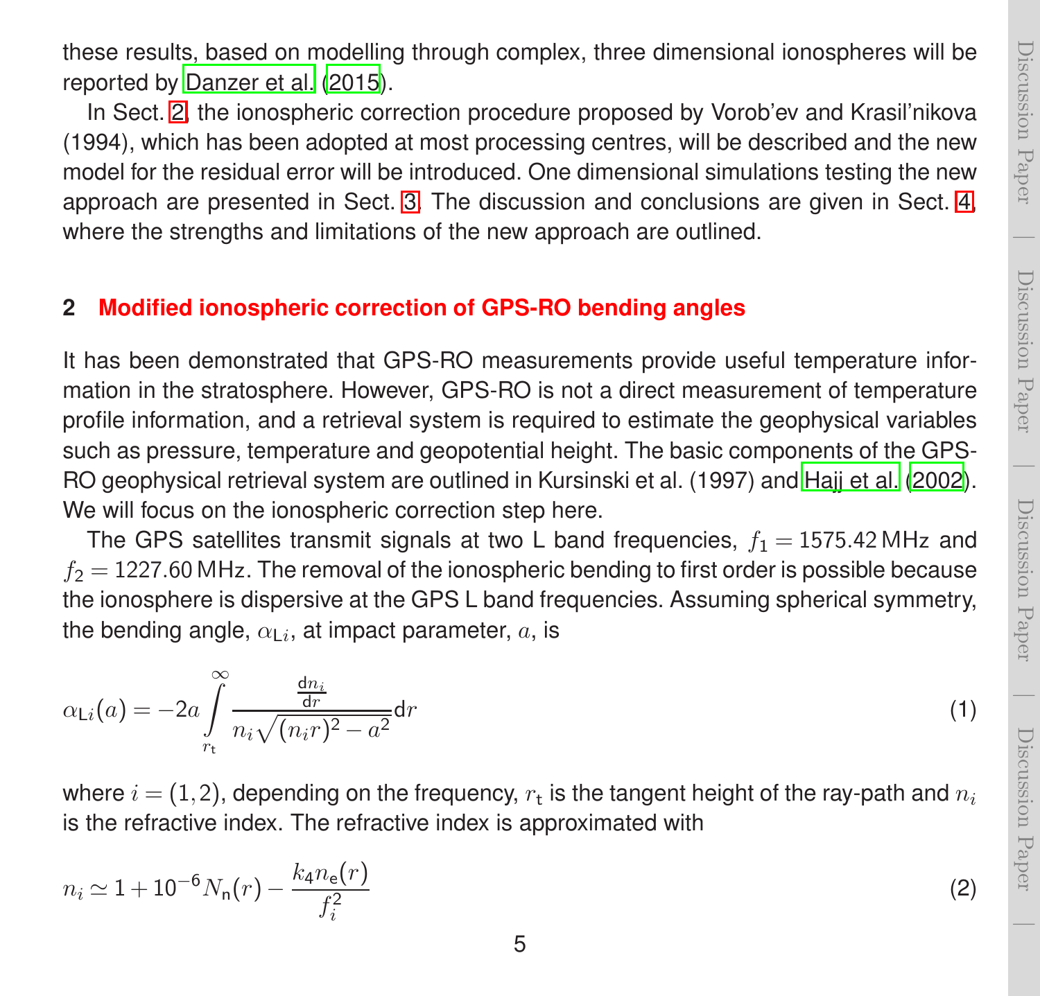these results, based on modelling through complex, three dimensional ionospheres will be reported by Danzer et al. (2015).

In Sect. 2, the ionospheric correction procedure proposed by Vorob'ev and Krasil'nikova (1994), which has been adopted at most processing centres, will be described and the new model for the residual error will be introduced. One dimensional simulations testing the new approach are presented in Sect. 3. The discussion and conclusions are given in Sect. 4, where the strengths and limitations of the new approach are outlined.

## 2 Modified ionospheric correction of GPS-RO bending angles

It has been demonstrated that GPS-RO measurements provide useful temperature information in the stratosphere. However, GPS-RO is not a direct measurement of temperature profile information, and a retrieval system is required to estimate the geophysical variables such as pressure, temperature and geopotential height. The basic components of the GPS-RO geophysical retrieval system are outlined in Kursinski et al. (1997) and Hajj et al. (2002). We will focus on the ionospheric correction step here.

The GPS satellites transmit signals at two L band frequencies, $f_1 = 1575.42$ MHz and $f_2 = 1227.60$ MHz. The removal of the ionospheric bending to first order is possible because the ionosphere is dispersive at the GPS L band frequencies. Assuming spherical symmetry, the bending angle, $\alpha_{\mathrm{L}i}$, at impact parameter, $a$, is

$$\alpha_{\mathrm{L}i}(a) = -2a \int_{r_\mathrm{t}}^{\infty} \frac{\frac{\mathrm{d}n_i}{\mathrm{d}r}}{n_i \sqrt{(n_i r)^2 - a^2}} \mathrm{d}r \tag{1}$$

where $i = (1, 2)$, depending on the frequency, $r_\mathrm{t}$ is the tangent height of the ray-path and $n_i$ is the refractive index. The refractive index is approximated with

$$n_i \simeq 1 + 10^{-6} N_\mathrm{n}(r) - \frac{k_4 n_\mathrm{e}(r)}{f_i^2} \tag{2}$$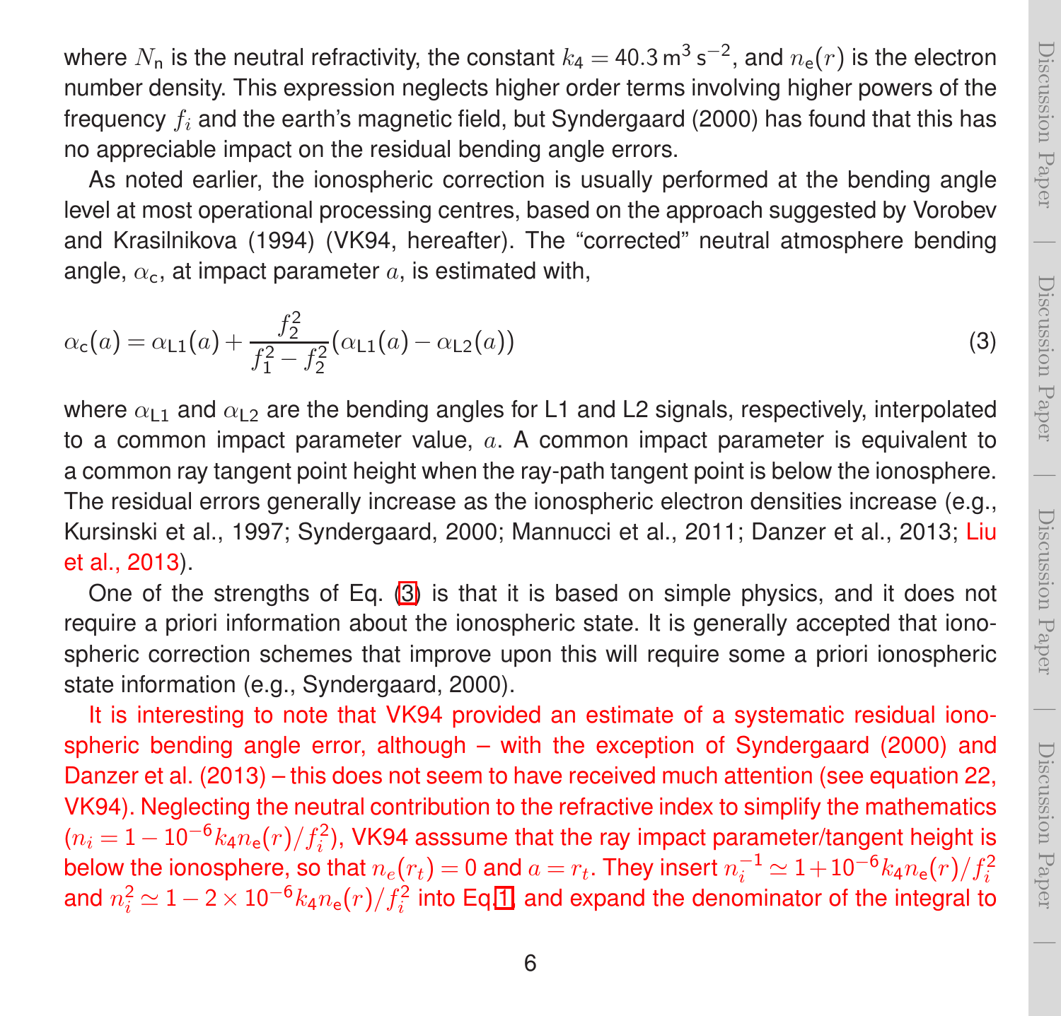where $N_\mathrm{n}$ is the neutral refractivity, the constant $k_4 = 40.3\,\mathrm{m^3\,s^{-2}}$, and $n_\mathrm{e}(r)$ is the electron number density. This expression neglects higher order terms involving higher powers of the frequency $f_i$ and the earth's magnetic field, but Syndergaard (2000) has found that this has no appreciable impact on the residual bending angle errors.

As noted earlier, the ionospheric correction is usually performed at the bending angle level at most operational processing centres, based on the approach suggested by Vorobev and Krasilnikova (1994) (VK94, hereafter). The "corrected" neutral atmosphere bending angle, $\alpha_\mathrm{c}$, at impact parameter $a$, is estimated with,

$$\alpha_\mathrm{c}(a) = \alpha_\mathrm{L1}(a) + \frac{f_2^2}{f_1^2 - f_2^2}(\alpha_\mathrm{L1}(a) - \alpha_\mathrm{L2}(a)) \tag{3}$$

where $\alpha_\mathrm{L1}$ and $\alpha_\mathrm{L2}$ are the bending angles for L1 and L2 signals, respectively, interpolated to a common impact parameter value, $a$. A common impact parameter is equivalent to a common ray tangent point height when the ray-path tangent point is below the ionosphere. The residual errors generally increase as the ionospheric electron densities increase (e.g., Kursinski et al., 1997; Syndergaard, 2000; Mannucci et al., 2011; Danzer et al., 2013; Liu et al., 2013).

One of the strengths of Eq. (3) is that it is based on simple physics, and it does not require a priori information about the ionospheric state. It is generally accepted that ionospheric correction schemes that improve upon this will require some a priori ionospheric state information (e.g., Syndergaard, 2000).

It is interesting to note that VK94 provided an estimate of a systematic residual ionospheric bending angle error, although – with the exception of Syndergaard (2000) and Danzer et al. (2013) – this does not seem to have received much attention (see equation 22, VK94). Neglecting the neutral contribution to the refractive index to simplify the mathematics ($n_i = 1 - 10^{-6} k_4 n_\mathrm{e}(r)/f_i^2$), VK94 asssume that the ray impact parameter/tangent height is below the ionosphere, so that $n_e(r_t) = 0$ and $a = r_t$. They insert $n_i^{-1} \simeq 1 + 10^{-6} k_4 n_\mathrm{e}(r)/f_i^2$ and $n_i^2 \simeq 1 - 2 \times 10^{-6} k_4 n_\mathrm{e}(r)/f_i^2$ into Eq. 1, and expand the denominator of the integral to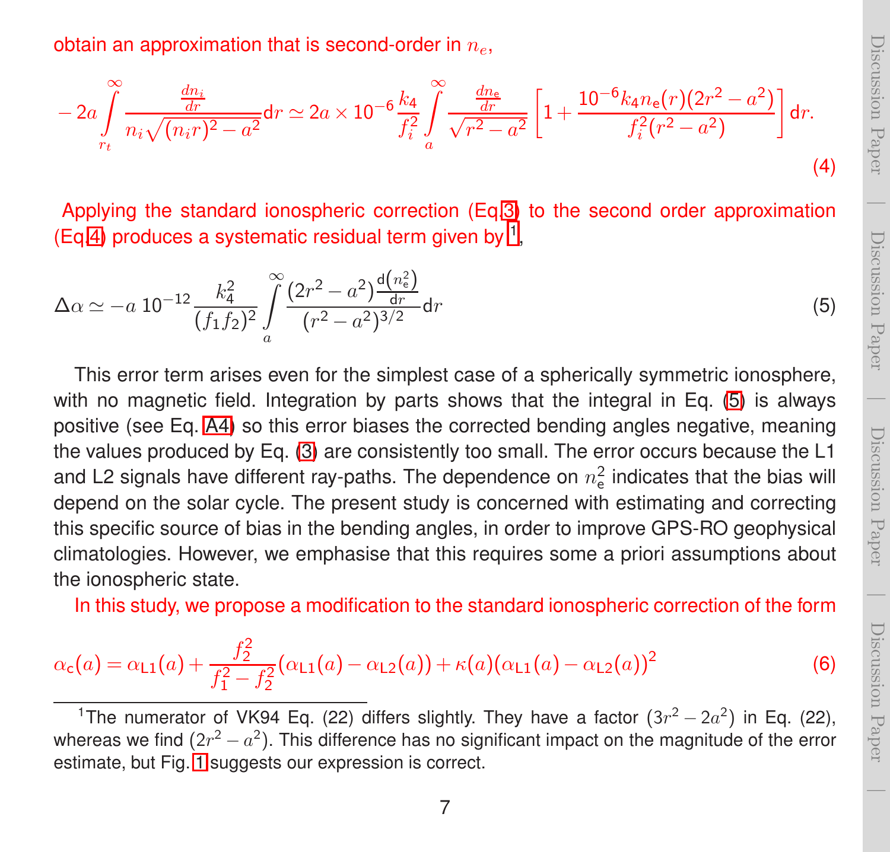obtain an approximation that is second-order in $n_e$,

$$-2a\int_{r_t}^{\infty}\frac{\frac{dn_i}{dr}}{n_i\sqrt{(n_i r)^2-a^2}}\mathrm{d}r \simeq 2a\times 10^{-6}\frac{k_4}{f_i^2}\int_a^{\infty}\frac{\frac{dn_\mathrm{e}}{dr}}{\sqrt{r^2-a^2}}\left[1+\frac{10^{-6}k_4 n_\mathrm{e}(r)(2r^2-a^2)}{f_i^2(r^2-a^2)}\right]\mathrm{d}r. \quad (4)$$

Applying the standard ionospheric correction (Eq. 3) to the second order approximation (Eq. 4) produces a systematic residual term given by[1],

$$\Delta\alpha \simeq -a\,10^{-12}\frac{k_4^2}{(f_1 f_2)^2}\int_a^{\infty}\frac{(2r^2-a^2)\frac{\mathrm{d}\left(n_\mathrm{e}^2\right)}{\mathrm{d}r}}{(r^2-a^2)^{3/2}}\mathrm{d}r \quad (5)$$

This error term arises even for the simplest case of a spherically symmetric ionosphere, with no magnetic field. Integration by parts shows that the integral in Eq. (5) is always positive (see Eq. A4) so this error biases the corrected bending angles negative, meaning the values produced by Eq. (3) are consistently too small. The error occurs because the L1 and L2 signals have different ray-paths. The dependence on $n_\mathrm{e}^2$ indicates that the bias will depend on the solar cycle. The present study is concerned with estimating and correcting this specific source of bias in the bending angles, in order to improve GPS-RO geophysical climatologies. However, we emphasise that this requires some a priori assumptions about the ionospheric state.

In this study, we propose a modification to the standard ionospheric correction of the form

$$\alpha_\mathrm{c}(a) = \alpha_\mathrm{L1}(a) + \frac{f_2^2}{f_1^2-f_2^2}(\alpha_\mathrm{L1}(a)-\alpha_\mathrm{L2}(a)) + \kappa(a)(\alpha_\mathrm{L1}(a)-\alpha_\mathrm{L2}(a))^2 \quad (6)$$

[1] The numerator of VK94 Eq. (22) differs slightly. They have a factor $(3r^2-2a^2)$ in Eq. (22), whereas we find $(2r^2-a^2)$. This difference has no significant impact on the magnitude of the error estimate, but Fig. 1 suggests our expression is correct.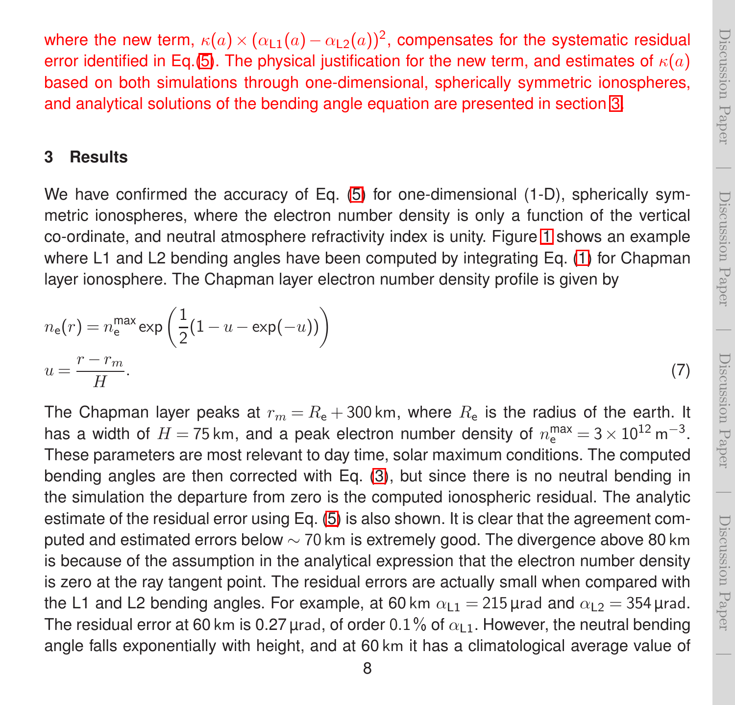where the new term, $\kappa(a) \times (\alpha_{\mathrm{L1}}(a) - \alpha_{\mathrm{L2}}(a))^2$, compensates for the systematic residual error identified in Eq. (5). The physical justification for the new term, and estimates of $\kappa(a)$ based on both simulations through one-dimensional, spherically symmetric ionospheres, and analytical solutions of the bending angle equation are presented in section 3.

## 3 Results

We have confirmed the accuracy of Eq. (5) for one-dimensional (1-D), spherically symmetric ionospheres, where the electron number density is only a function of the vertical co-ordinate, and neutral atmosphere refractivity index is unity. Figure 1 shows an example where L1 and L2 bending angles have been computed by integrating Eq. (1) for Chapman layer ionosphere. The Chapman layer electron number density profile is given by

$$
\begin{aligned}
n_{\mathrm{e}}(r) &= n_{\mathrm{e}}^{\max} \exp\left(\frac{1}{2}(1 - u - \exp(-u))\right) \\
u &= \frac{r - r_m}{H}.
\end{aligned}
\tag{7}
$$

The Chapman layer peaks at $r_m = R_{\mathrm{e}} + 300\,\mathrm{km}$, where $R_{\mathrm{e}}$ is the radius of the earth. It has a width of $H = 75\,\mathrm{km}$, and a peak electron number density of $n_{\mathrm{e}}^{\max} = 3 \times 10^{12}\,\mathrm{m}^{-3}$. These parameters are most relevant to day time, solar maximum conditions. The computed bending angles are then corrected with Eq. (3), but since there is no neutral bending in the simulation the departure from zero is the computed ionospheric residual. The analytic estimate of the residual error using Eq. (5) is also shown. It is clear that the agreement computed and estimated errors below $\sim 70\,\mathrm{km}$ is extremely good. The divergence above 80 km is because of the assumption in the analytical expression that the electron number density is zero at the ray tangent point. The residual errors are actually small when compared with the L1 and L2 bending angles. For example, at 60 km $\alpha_{\mathrm{L1}} = 215\,\mu\mathrm{rad}$ and $\alpha_{\mathrm{L2}} = 354\,\mu\mathrm{rad}$. The residual error at 60 km is 0.27 µrad, of order 0.1 % of $\alpha_{\mathrm{L1}}$. However, the neutral bending angle falls exponentially with height, and at 60 km it has a climatological average value of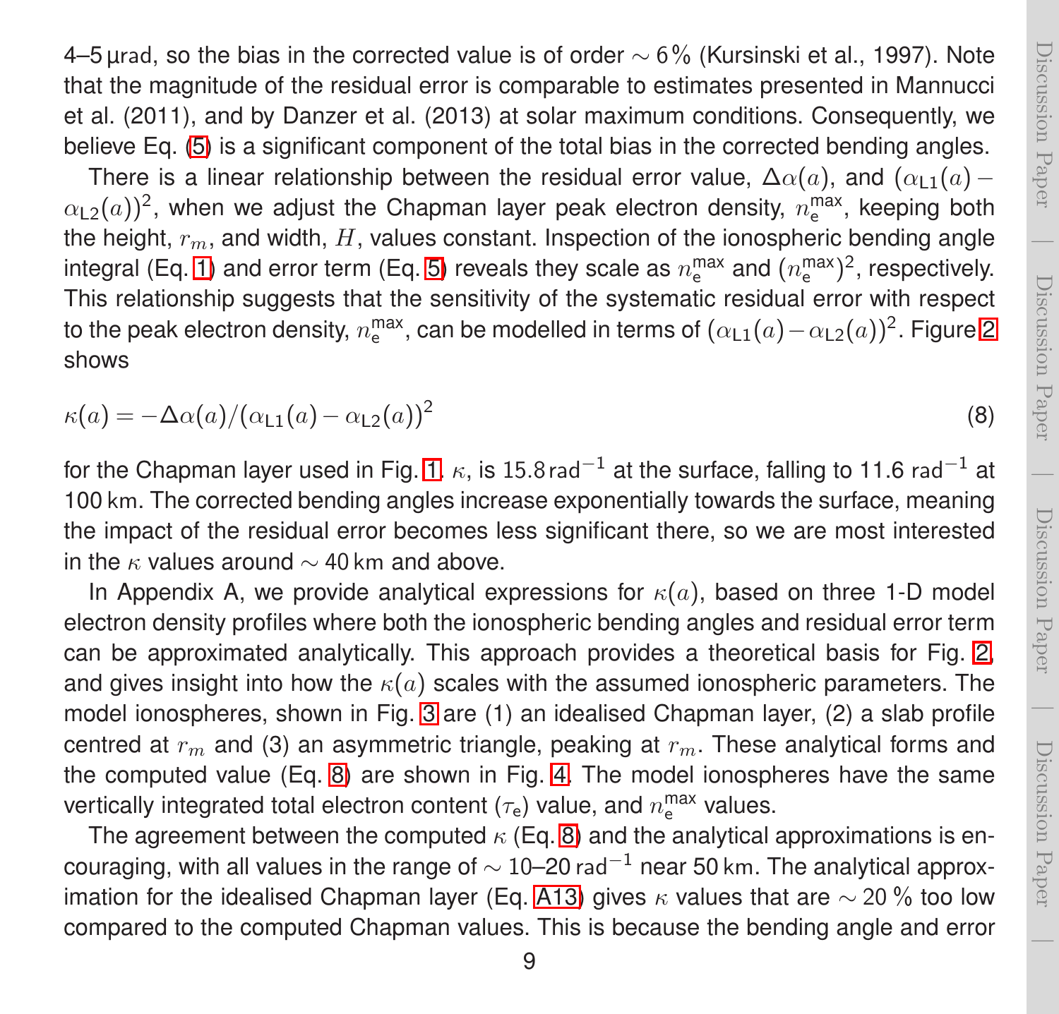4–5 µrad, so the bias in the corrected value is of order $\sim 6\,\%$ (Kursinski et al., 1997). Note that the magnitude of the residual error is comparable to estimates presented in Mannucci et al. (2011), and by Danzer et al. (2013) at solar maximum conditions. Consequently, we believe Eq. (5) is a significant component of the total bias in the corrected bending angles.

There is a linear relationship between the residual error value, $\Delta\alpha(a)$, and $(\alpha_{\mathrm{L1}}(a) - \alpha_{\mathrm{L2}}(a))^2$, when we adjust the Chapman layer peak electron density, $n_{\mathrm{e}}^{\mathrm{max}}$, keeping both the height, $r_m$, and width, $H$, values constant. Inspection of the ionospheric bending angle integral (Eq. 1) and error term (Eq. 5) reveals they scale as $n_{\mathrm{e}}^{\mathrm{max}}$ and $(n_{\mathrm{e}}^{\mathrm{max}})^2$, respectively. This relationship suggests that the sensitivity of the systematic residual error with respect to the peak electron density, $n_{\mathrm{e}}^{\mathrm{max}}$, can be modelled in terms of $(\alpha_{\mathrm{L1}}(a) - \alpha_{\mathrm{L2}}(a))^2$. Figure 2 shows

$$\kappa(a) = -\Delta\alpha(a)/(\alpha_{\mathrm{L1}}(a) - \alpha_{\mathrm{L2}}(a))^2 \tag{8}$$

for the Chapman layer used in Fig. 1. $\kappa$, is $15.8\,\mathrm{rad}^{-1}$ at the surface, falling to $11.6\ \mathrm{rad}^{-1}$ at 100 km. The corrected bending angles increase exponentially towards the surface, meaning the impact of the residual error becomes less significant there, so we are most interested in the $\kappa$ values around $\sim 40$ km and above.

In Appendix A, we provide analytical expressions for $\kappa(a)$, based on three 1-D model electron density profiles where both the ionospheric bending angles and residual error term can be approximated analytically. This approach provides a theoretical basis for Fig. 2, and gives insight into how the $\kappa(a)$ scales with the assumed ionospheric parameters. The model ionospheres, shown in Fig. 3 are (1) an idealised Chapman layer, (2) a slab profile centred at $r_m$ and (3) an asymmetric triangle, peaking at $r_m$. These analytical forms and the computed value (Eq. 8) are shown in Fig. 4. The model ionospheres have the same vertically integrated total electron content ($\tau_{\mathrm{e}}$) value, and $n_{\mathrm{e}}^{\mathrm{max}}$ values.

The agreement between the computed $\kappa$ (Eq. 8) and the analytical approximations is encouraging, with all values in the range of $\sim 10$–$20\ \mathrm{rad}^{-1}$ near 50 km. The analytical approximation for the idealised Chapman layer (Eq. A13) gives $\kappa$ values that are $\sim 20\,\%$ too low compared to the computed Chapman values. This is because the bending angle and error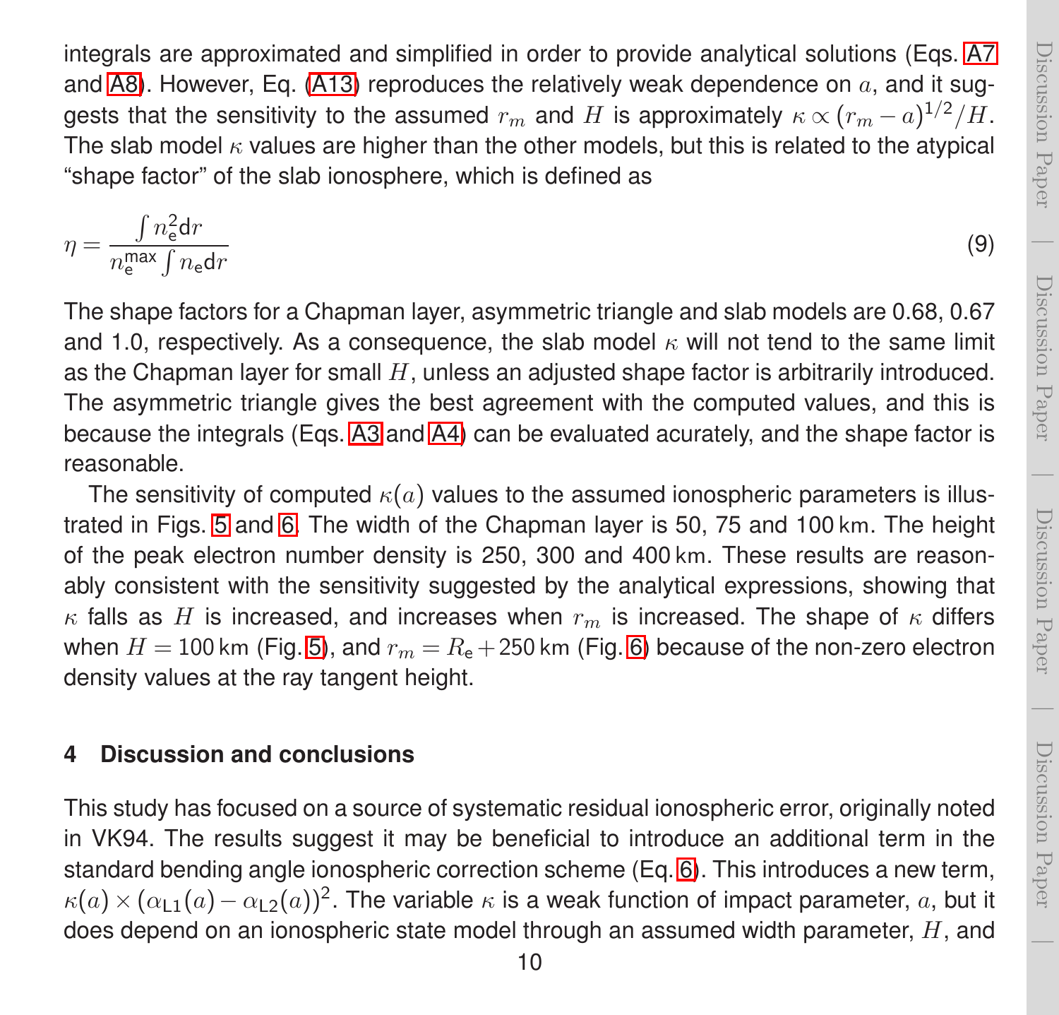integrals are approximated and simplified in order to provide analytical solutions (Eqs. A7 and A8). However, Eq. (A13) reproduces the relatively weak dependence on $a$, and it suggests that the sensitivity to the assumed $r_m$ and $H$ is approximately $\kappa \propto (r_m - a)^{1/2}/H$. The slab model $\kappa$ values are higher than the other models, but this is related to the atypical "shape factor" of the slab ionosphere, which is defined as

$$\eta = \frac{\int n_\mathrm{e}^2 \mathrm{d}r}{n_\mathrm{e}^\mathrm{max} \int n_\mathrm{e} \mathrm{d}r} \tag{9}$$

The shape factors for a Chapman layer, asymmetric triangle and slab models are 0.68, 0.67 and 1.0, respectively. As a consequence, the slab model $\kappa$ will not tend to the same limit as the Chapman layer for small $H$, unless an adjusted shape factor is arbitrarily introduced. The asymmetric triangle gives the best agreement with the computed values, and this is because the integrals (Eqs. A3 and A4) can be evaluated acurately, and the shape factor is reasonable.

The sensitivity of computed $\kappa(a)$ values to the assumed ionospheric parameters is illustrated in Figs. 5 and 6. The width of the Chapman layer is 50, 75 and 100 km. The height of the peak electron number density is 250, 300 and 400 km. These results are reasonably consistent with the sensitivity suggested by the analytical expressions, showing that $\kappa$ falls as $H$ is increased, and increases when $r_m$ is increased. The shape of $\kappa$ differs when $H = 100$ km (Fig. 5), and $r_m = R_\mathrm{e} + 250$ km (Fig. 6) because of the non-zero electron density values at the ray tangent height.

## 4 Discussion and conclusions

This study has focused on a source of systematic residual ionospheric error, originally noted in VK94. The results suggest it may be beneficial to introduce an additional term in the standard bending angle ionospheric correction scheme (Eq. 6). This introduces a new term, $\kappa(a) \times (\alpha_{\mathrm{L1}}(a) - \alpha_{\mathrm{L2}}(a))^2$. The variable $\kappa$ is a weak function of impact parameter, $a$, but it does depend on an ionospheric state model through an assumed width parameter, $H$, and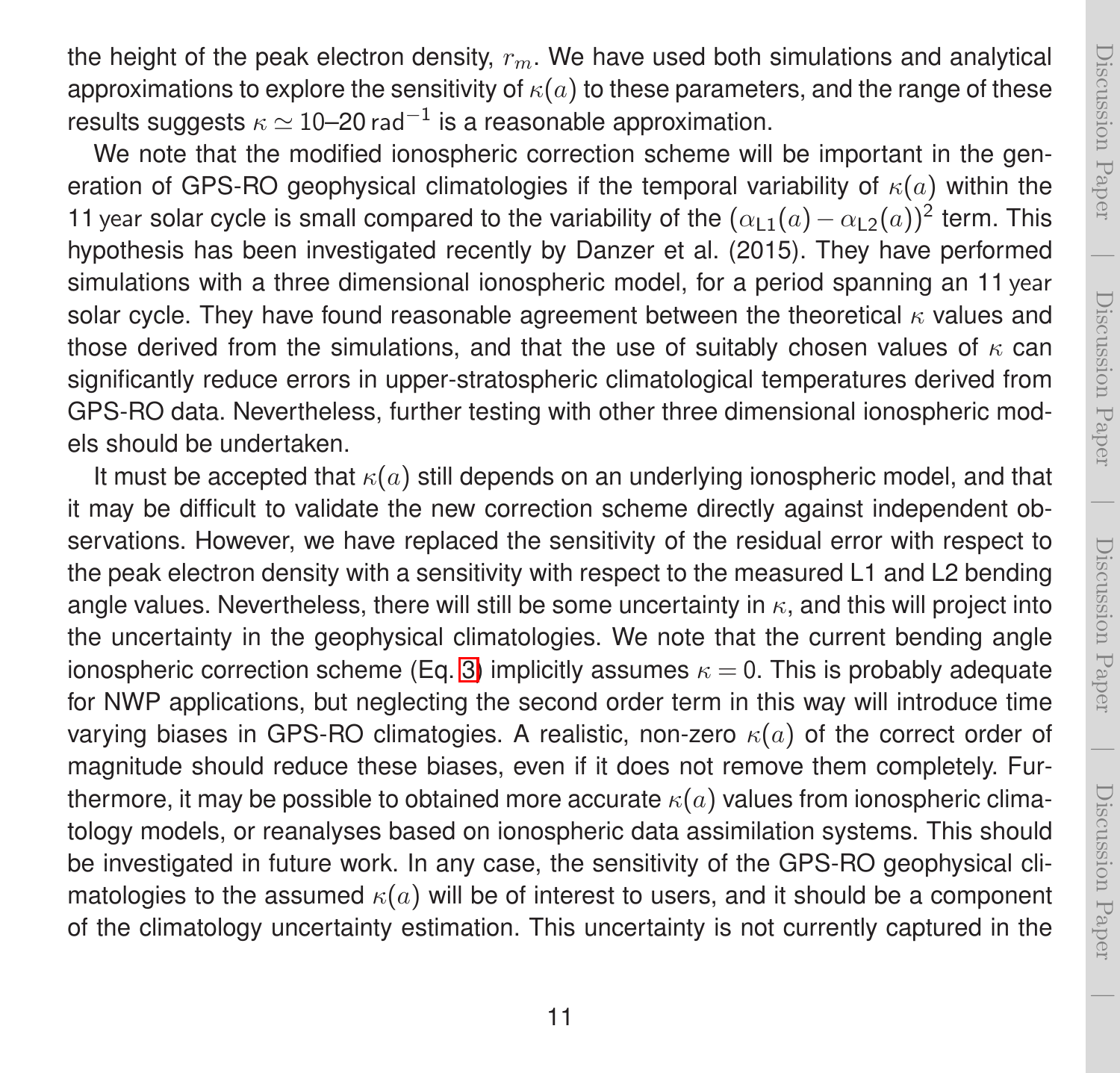the height of the peak electron density, $r_m$. We have used both simulations and analytical approximations to explore the sensitivity of $\kappa(a)$ to these parameters, and the range of these results suggests $\kappa \simeq 10$–$20\,\mathrm{rad}^{-1}$ is a reasonable approximation.

We note that the modified ionospheric correction scheme will be important in the generation of GPS-RO geophysical climatologies if the temporal variability of $\kappa(a)$ within the 11 year solar cycle is small compared to the variability of the $(\alpha_{\mathrm{L1}}(a) - \alpha_{\mathrm{L2}}(a))^2$ term. This hypothesis has been investigated recently by Danzer et al. (2015). They have performed simulations with a three dimensional ionospheric model, for a period spanning an 11 year solar cycle. They have found reasonable agreement between the theoretical $\kappa$ values and those derived from the simulations, and that the use of suitably chosen values of $\kappa$ can significantly reduce errors in upper-stratospheric climatological temperatures derived from GPS-RO data. Nevertheless, further testing with other three dimensional ionospheric models should be undertaken.

It must be accepted that $\kappa(a)$ still depends on an underlying ionospheric model, and that it may be difficult to validate the new correction scheme directly against independent observations. However, we have replaced the sensitivity of the residual error with respect to the peak electron density with a sensitivity with respect to the measured L1 and L2 bending angle values. Nevertheless, there will still be some uncertainty in $\kappa$, and this will project into the uncertainty in the geophysical climatologies. We note that the current bending angle ionospheric correction scheme (Eq. 3) implicitly assumes $\kappa = 0$. This is probably adequate for NWP applications, but neglecting the second order term in this way will introduce time varying biases in GPS-RO climatogies. A realistic, non-zero $\kappa(a)$ of the correct order of magnitude should reduce these biases, even if it does not remove them completely. Furthermore, it may be possible to obtained more accurate $\kappa(a)$ values from ionospheric climatology models, or reanalyses based on ionospheric data assimilation systems. This should be investigated in future work. In any case, the sensitivity of the GPS-RO geophysical climatologies to the assumed $\kappa(a)$ will be of interest to users, and it should be a component of the climatology uncertainty estimation. This uncertainty is not currently captured in the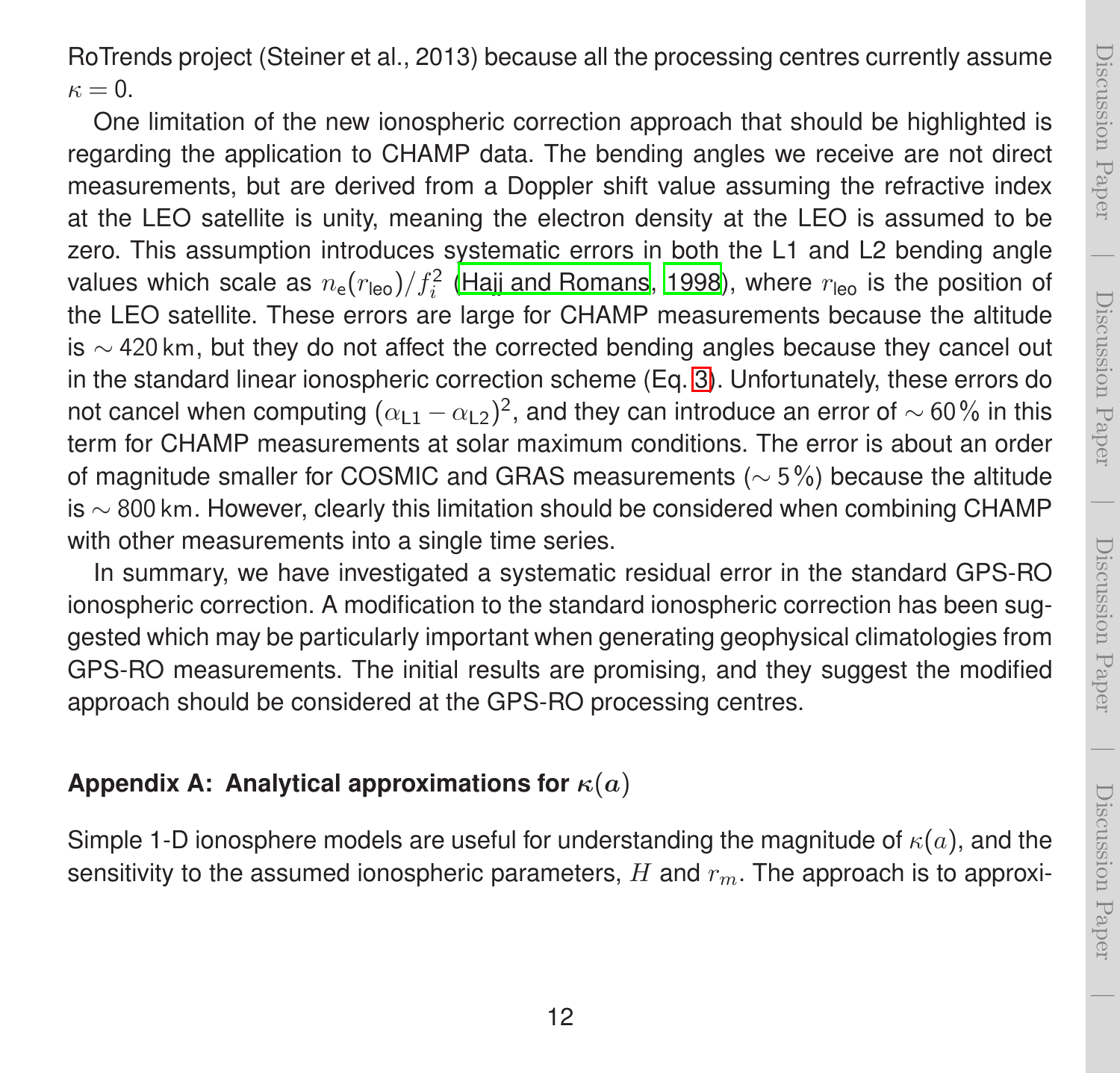RoTrends project (Steiner et al., 2013) because all the processing centres currently assume $\kappa = 0$.

One limitation of the new ionospheric correction approach that should be highlighted is regarding the application to CHAMP data. The bending angles we receive are not direct measurements, but are derived from a Doppler shift value assuming the refractive index at the LEO satellite is unity, meaning the electron density at the LEO is assumed to be zero. This assumption introduces systematic errors in both the L1 and L2 bending angle values which scale as $n_e(r_{leo})/f_i^2$ (Hajj and Romans, 1998), where $r_{leo}$ is the position of the LEO satellite. These errors are large for CHAMP measurements because the altitude is $\sim 420$ km, but they do not affect the corrected bending angles because they cancel out in the standard linear ionospheric correction scheme (Eq. 3). Unfortunately, these errors do not cancel when computing $(\alpha_{L1} - \alpha_{L2})^2$, and they can introduce an error of $\sim 60$ % in this term for CHAMP measurements at solar maximum conditions. The error is about an order of magnitude smaller for COSMIC and GRAS measurements ($\sim 5$ %) because the altitude is $\sim 800$ km. However, clearly this limitation should be considered when combining CHAMP with other measurements into a single time series.

In summary, we have investigated a systematic residual error in the standard GPS-RO ionospheric correction. A modification to the standard ionospheric correction has been suggested which may be particularly important when generating geophysical climatologies from GPS-RO measurements. The initial results are promising, and they suggest the modified approach should be considered at the GPS-RO processing centres.

## Appendix A: Analytical approximations for $\kappa(a)$

Simple 1-D ionosphere models are useful for understanding the magnitude of $\kappa(a)$, and the sensitivity to the assumed ionospheric parameters, $H$ and $r_m$. The approach is to approxi-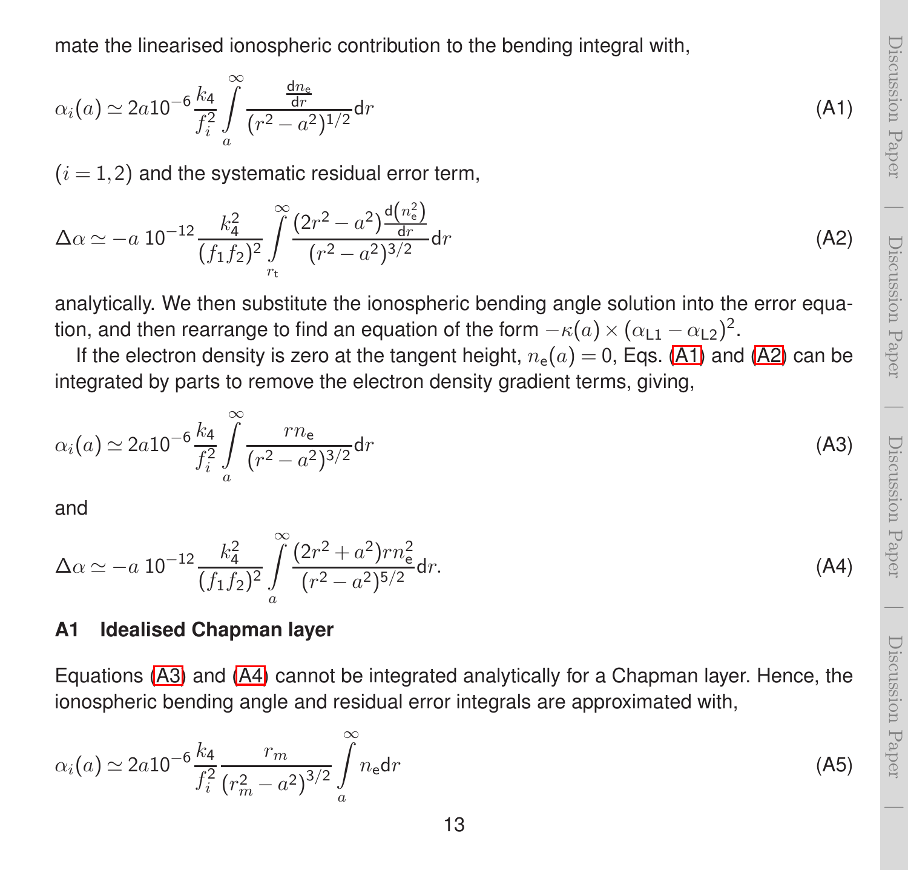mate the linearised ionospheric contribution to the bending integral with,

$$\alpha_i(a) \simeq 2a10^{-6}\frac{k_4}{f_i^2}\int\limits_a^\infty \frac{\frac{\mathrm{d}n_\mathrm{e}}{\mathrm{d}r}}{(r^2-a^2)^{1/2}}\mathrm{d}r \tag{A1}$$

$(i = 1,2)$ and the systematic residual error term,

$$\Delta\alpha \simeq -a\;10^{-12}\frac{k_4^2}{(f_1 f_2)^2}\int\limits_{r_\mathrm{t}}^\infty \frac{(2r^2-a^2)\frac{\mathrm{d}\left(n_\mathrm{e}^2\right)}{\mathrm{d}r}}{(r^2-a^2)^{3/2}}\mathrm{d}r \tag{A2}$$

analytically. We then substitute the ionospheric bending angle solution into the error equation, and then rearrange to find an equation of the form $-\kappa(a)\times(\alpha_{\mathrm{L1}}-\alpha_{\mathrm{L2}})^2$.

If the electron density is zero at the tangent height, $n_\mathrm{e}(a) = 0$, Eqs. (A1) and (A2) can be integrated by parts to remove the electron density gradient terms, giving,

$$\alpha_i(a) \simeq 2a10^{-6}\frac{k_4}{f_i^2}\int\limits_a^\infty \frac{r n_\mathrm{e}}{(r^2-a^2)^{3/2}}\mathrm{d}r \tag{A3}$$

and

$$\Delta\alpha \simeq -a\;10^{-12}\frac{k_4^2}{(f_1 f_2)^2}\int\limits_a^\infty \frac{(2r^2+a^2) r n_\mathrm{e}^2}{(r^2-a^2)^{5/2}}\mathrm{d}r. \tag{A4}$$

## A1 Idealised Chapman layer

Equations (A3) and (A4) cannot be integrated analytically for a Chapman layer. Hence, the ionospheric bending angle and residual error integrals are approximated with,

$$\alpha_i(a) \simeq 2a10^{-6}\frac{k_4}{f_i^2}\frac{r_m}{(r_m^2-a^2)^{3/2}}\int\limits_a^\infty n_\mathrm{e}\mathrm{d}r \tag{A5}$$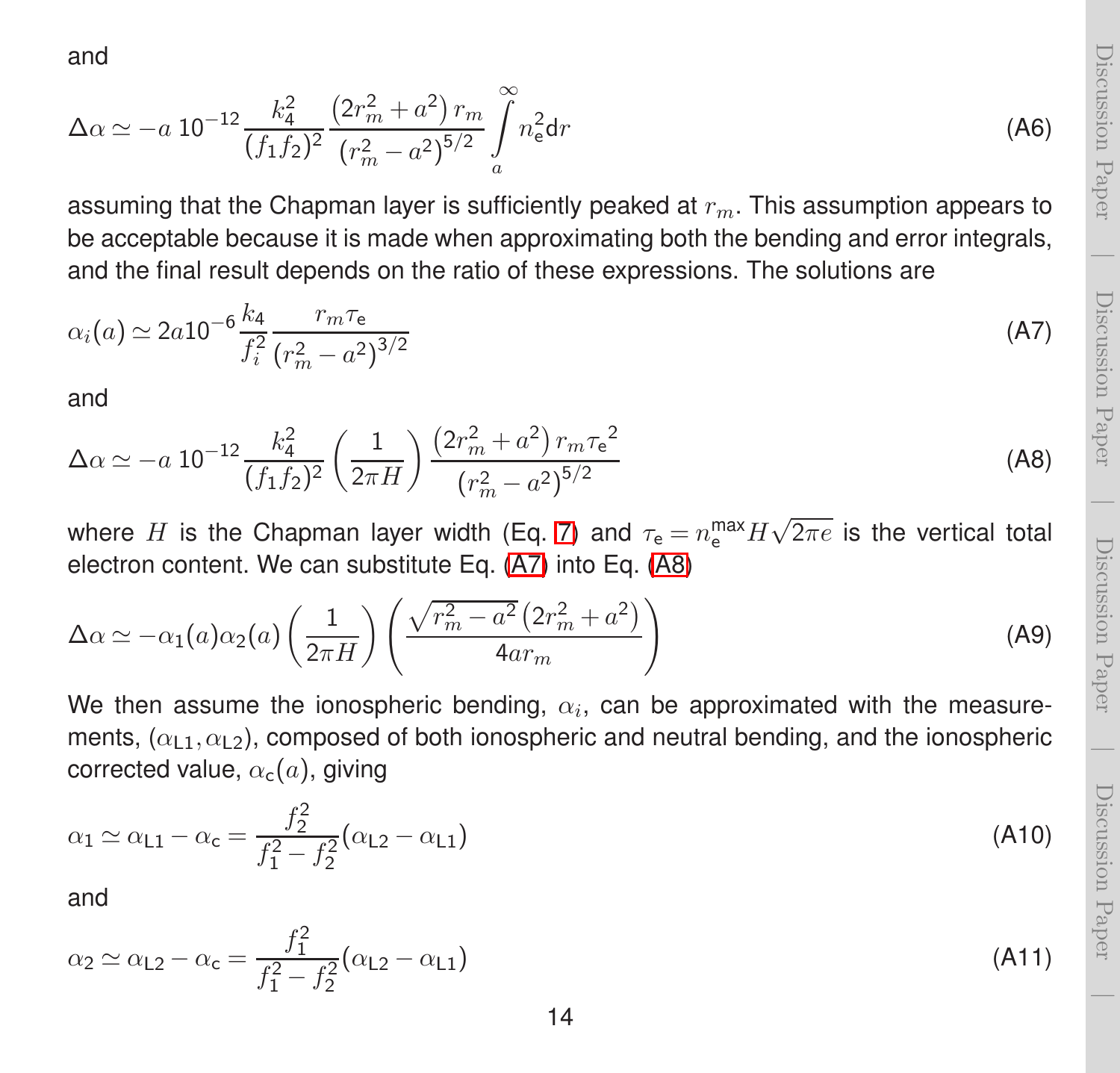and

$$\Delta\alpha \simeq -a\ 10^{-12}\frac{k_4^2}{(f_1 f_2)^2}\frac{\left(2r_m^2+a^2\right)r_m}{\left(r_m^2-a^2\right)^{5/2}}\int_a^\infty n_\mathrm{e}^2\mathrm{d}r \tag{A6}$$

assuming that the Chapman layer is sufficiently peaked at $r_m$. This assumption appears to be acceptable because it is made when approximating both the bending and error integrals, and the final result depends on the ratio of these expressions. The solutions are

$$\alpha_i(a) \simeq 2a10^{-6}\frac{k_4}{f_i^2}\frac{r_m\tau_\mathrm{e}}{\left(r_m^2-a^2\right)^{3/2}} \tag{A7}$$

and

$$\Delta\alpha \simeq -a\ 10^{-12}\frac{k_4^2}{(f_1 f_2)^2}\left(\frac{1}{2\pi H}\right)\frac{\left(2r_m^2+a^2\right)r_m{\tau_\mathrm{e}}^2}{\left(r_m^2-a^2\right)^{5/2}} \tag{A8}$$

where $H$ is the Chapman layer width (Eq. 7) and $\tau_\mathrm{e} = n_\mathrm{e}^\mathrm{max}H\sqrt{2\pi e}$ is the vertical total electron content. We can substitute Eq. (A7) into Eq. (A8)

$$\Delta\alpha \simeq -\alpha_1(a)\alpha_2(a)\left(\frac{1}{2\pi H}\right)\left(\frac{\sqrt{r_m^2-a^2}\left(2r_m^2+a^2\right)}{4ar_m}\right) \tag{A9}$$

We then assume the ionospheric bending, $\alpha_i$, can be approximated with the measurements, $(\alpha_\mathrm{L1}, \alpha_\mathrm{L2})$, composed of both ionospheric and neutral bending, and the ionospheric corrected value, $\alpha_\mathrm{c}(a)$, giving

$$\alpha_1 \simeq \alpha_\mathrm{L1} - \alpha_\mathrm{c} = \frac{f_2^2}{f_1^2-f_2^2}(\alpha_\mathrm{L2}-\alpha_\mathrm{L1}) \tag{A10}$$

and

$$\alpha_2 \simeq \alpha_\mathrm{L2} - \alpha_\mathrm{c} = \frac{f_1^2}{f_1^2-f_2^2}(\alpha_\mathrm{L2}-\alpha_\mathrm{L1}) \tag{A11}$$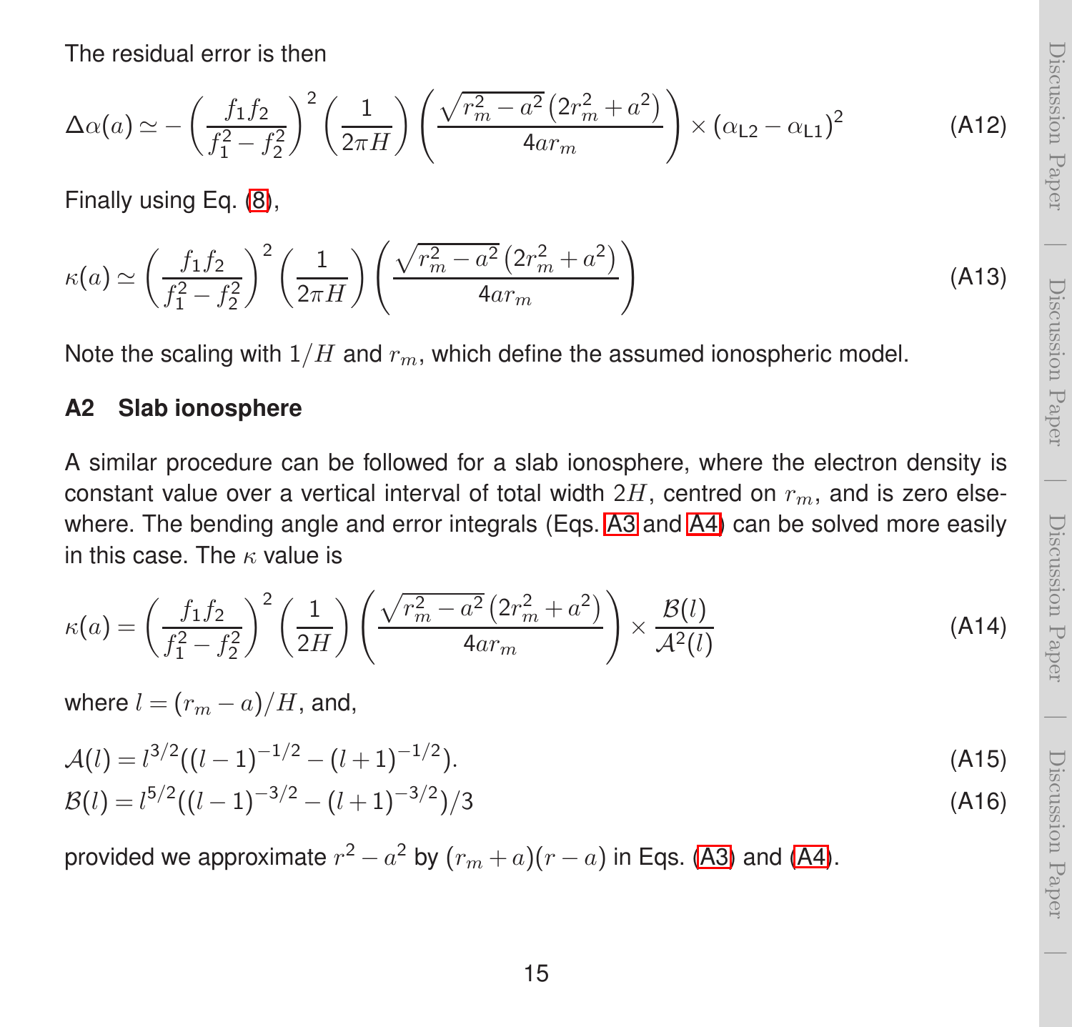The residual error is then

$$\Delta\alpha(a) \simeq -\left(\frac{f_1 f_2}{f_1^2 - f_2^2}\right)^2 \left(\frac{1}{2\pi H}\right) \left(\frac{\sqrt{r_m^2 - a^2}\left(2r_m^2 + a^2\right)}{4ar_m}\right) \times \left(\alpha_{\mathrm{L2}} - \alpha_{\mathrm{L1}}\right)^2 \tag{A12}$$

Finally using Eq. (8),

$$\kappa(a) \simeq \left(\frac{f_1 f_2}{f_1^2 - f_2^2}\right)^2 \left(\frac{1}{2\pi H}\right) \left(\frac{\sqrt{r_m^2 - a^2}\left(2r_m^2 + a^2\right)}{4ar_m}\right) \tag{A13}$$

Note the scaling with $1/H$ and $r_m$, which define the assumed ionospheric model.

## A2 Slab ionosphere

A similar procedure can be followed for a slab ionosphere, where the electron density is constant value over a vertical interval of total width $2H$, centred on $r_m$, and is zero elsewhere. The bending angle and error integrals (Eqs. A3 and A4) can be solved more easily in this case. The $\kappa$ value is

$$\kappa(a) = \left(\frac{f_1 f_2}{f_1^2 - f_2^2}\right)^2 \left(\frac{1}{2H}\right) \left(\frac{\sqrt{r_m^2 - a^2}\left(2r_m^2 + a^2\right)}{4ar_m}\right) \times \frac{\mathcal{B}(l)}{\mathcal{A}^2(l)} \tag{A14}$$

where $l = (r_m - a)/H$, and,

$$\mathcal{A}(l) = l^{3/2}((l-1)^{-1/2} - (l+1)^{-1/2}). \tag{A15}$$

$$\mathcal{B}(l) = l^{5/2}((l-1)^{-3/2} - (l+1)^{-3/2})/3 \tag{A16}$$

provided we approximate $r^2 - a^2$ by $(r_m + a)(r - a)$ in Eqs. (A3) and (A4).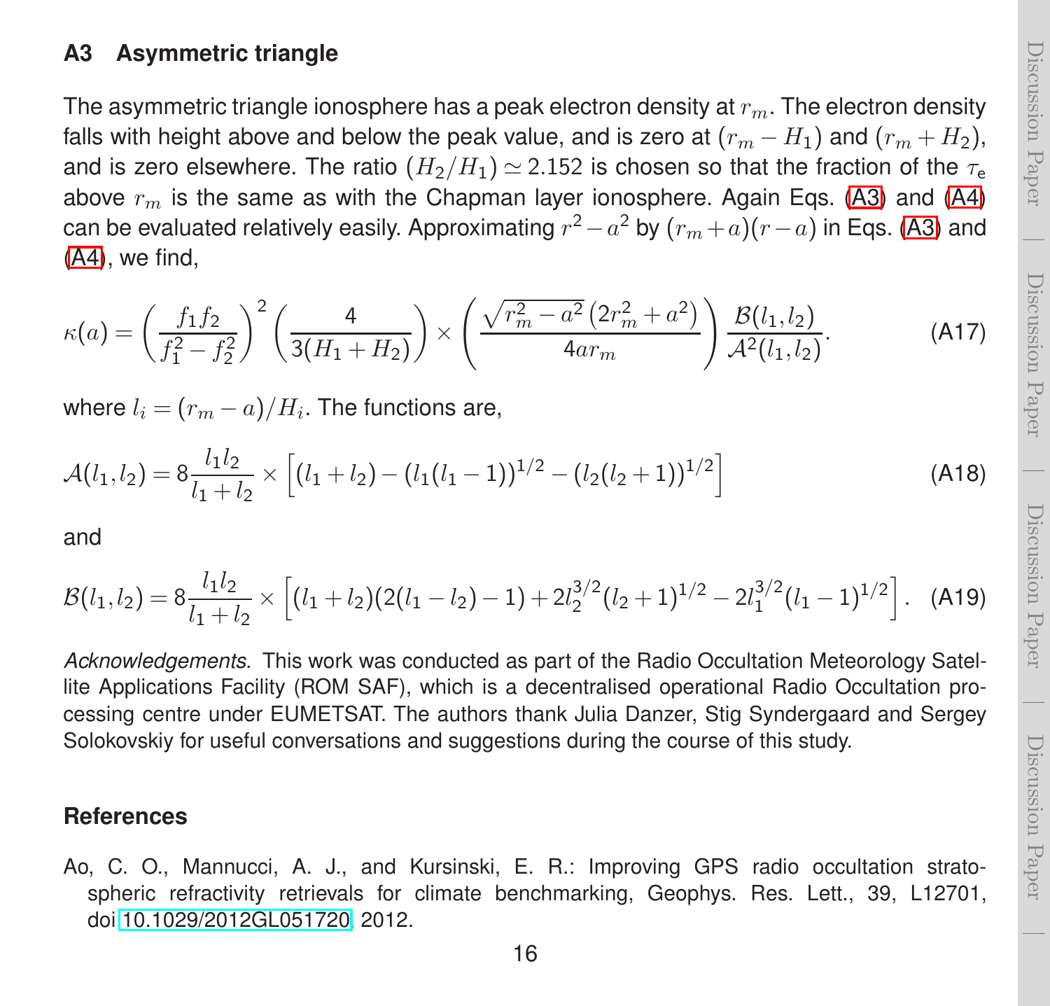### A3 Asymmetric triangle

The asymmetric triangle ionosphere has a peak electron density at $r_m$. The electron density falls with height above and below the peak value, and is zero at $(r_m - H_1)$ and $(r_m + H_2)$, and is zero elsewhere. The ratio $(H_2/H_1) \simeq 2.152$ is chosen so that the fraction of the $\tau_e$ above $r_m$ is the same as with the Chapman layer ionosphere. Again Eqs. (A3) and (A4) can be evaluated relatively easily. Approximating $r^2 - a^2$ by $(r_m + a)(r - a)$ in Eqs. (A3) and (A4), we find,

$$\kappa(a) = \left(\frac{f_1 f_2}{f_1^2 - f_2^2}\right)^2 \left(\frac{4}{3(H_1 + H_2)}\right) \times \left(\frac{\sqrt{r_m^2 - a^2}\,(2r_m^2 + a^2)}{4ar_m}\right) \frac{\mathcal{B}(l_1, l_2)}{\mathcal{A}^2(l_1, l_2)}. \tag{A17}$$

where $l_i = (r_m - a)/H_i$. The functions are,

$$\mathcal{A}(l_1, l_2) = 8\frac{l_1 l_2}{l_1 + l_2} \times \left[(l_1 + l_2) - (l_1(l_1 - 1))^{1/2} - (l_2(l_2 + 1))^{1/2}\right] \tag{A18}$$

and

$$\mathcal{B}(l_1, l_2) = 8\frac{l_1 l_2}{l_1 + l_2} \times \left[(l_1 + l_2)(2(l_1 - l_2) - 1) + 2l_2^{3/2}(l_2 + 1)^{1/2} - 2l_1^{3/2}(l_1 - 1)^{1/2}\right]. \tag{A19}$$

*Acknowledgements.* This work was conducted as part of the Radio Occultation Meteorology Satellite Applications Facility (ROM SAF), which is a decentralised operational Radio Occultation processing centre under EUMETSAT. The authors thank Julia Danzer, Stig Syndergaard and Sergey Solokovskiy for useful conversations and suggestions during the course of this study.

## References

Ao, C. O., Mannucci, A. J., and Kursinski, E. R.: Improving GPS radio occultation stratospheric refractivity retrievals for climate benchmarking, Geophys. Res. Lett., 39, L12701, doi:10.1029/2012GL051720, 2012.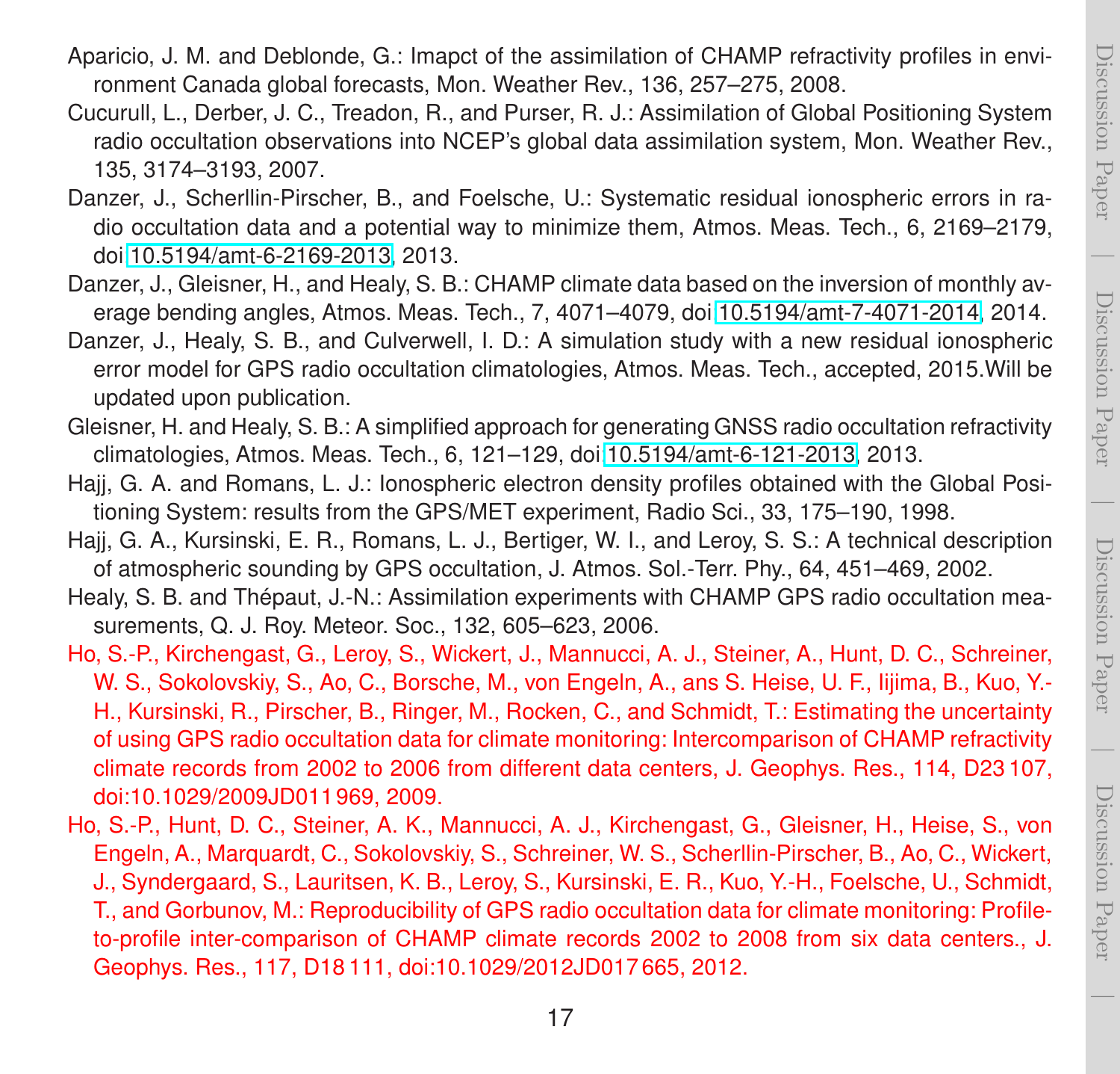Aparicio, J. M. and Deblonde, G.: Imapct of the assimilation of CHAMP refractivity profiles in environment Canada global forecasts, Mon. Weather Rev., 136, 257–275, 2008.

Cucurull, L., Derber, J. C., Treadon, R., and Purser, R. J.: Assimilation of Global Positioning System radio occultation observations into NCEP's global data assimilation system, Mon. Weather Rev., 135, 3174–3193, 2007.

Danzer, J., Scherllin-Pirscher, B., and Foelsche, U.: Systematic residual ionospheric errors in radio occultation data and a potential way to minimize them, Atmos. Meas. Tech., 6, 2169–2179, doi:10.5194/amt-6-2169-2013, 2013.

Danzer, J., Gleisner, H., and Healy, S. B.: CHAMP climate data based on the inversion of monthly average bending angles, Atmos. Meas. Tech., 7, 4071–4079, doi:10.5194/amt-7-4071-2014, 2014.

Danzer, J., Healy, S. B., and Culverwell, I. D.: A simulation study with a new residual ionospheric error model for GPS radio occultation climatologies, Atmos. Meas. Tech., accepted, 2015.Will be updated upon publication.

Gleisner, H. and Healy, S. B.: A simplified approach for generating GNSS radio occultation refractivity climatologies, Atmos. Meas. Tech., 6, 121–129, doi:10.5194/amt-6-121-2013, 2013.

Hajj, G. A. and Romans, L. J.: Ionospheric electron density profiles obtained with the Global Positioning System: results from the GPS/MET experiment, Radio Sci., 33, 175–190, 1998.

Hajj, G. A., Kursinski, E. R., Romans, L. J., Bertiger, W. I., and Leroy, S. S.: A technical description of atmospheric sounding by GPS occultation, J. Atmos. Sol.-Terr. Phy., 64, 451–469, 2002.

Healy, S. B. and Thépaut, J.-N.: Assimilation experiments with CHAMP GPS radio occultation measurements, Q. J. Roy. Meteor. Soc., 132, 605–623, 2006.

Ho, S.-P., Kirchengast, G., Leroy, S., Wickert, J., Mannucci, A. J., Steiner, A., Hunt, D. C., Schreiner, W. S., Sokolovskiy, S., Ao, C., Borsche, M., von Engeln, A., ans S. Heise, U. F., Iijima, B., Kuo, Y.-H., Kursinski, R., Pirscher, B., Ringer, M., Rocken, C., and Schmidt, T.: Estimating the uncertainty of using GPS radio occultation data for climate monitoring: Intercomparison of CHAMP refractivity climate records from 2002 to 2006 from different data centers, J. Geophys. Res., 114, D23 107, doi:10.1029/2009JD011 969, 2009.

Ho, S.-P., Hunt, D. C., Steiner, A. K., Mannucci, A. J., Kirchengast, G., Gleisner, H., Heise, S., von Engeln, A., Marquardt, C., Sokolovskiy, S., Schreiner, W. S., Scherllin-Pirscher, B., Ao, C., Wickert, J., Syndergaard, S., Lauritsen, K. B., Leroy, S., Kursinski, E. R., Kuo, Y.-H., Foelsche, U., Schmidt, T., and Gorbunov, M.: Reproducibility of GPS radio occultation data for climate monitoring: Profile-to-profile inter-comparison of CHAMP climate records 2002 to 2008 from six data centers., J. Geophys. Res., 117, D18 111, doi:10.1029/2012JD017 665, 2012.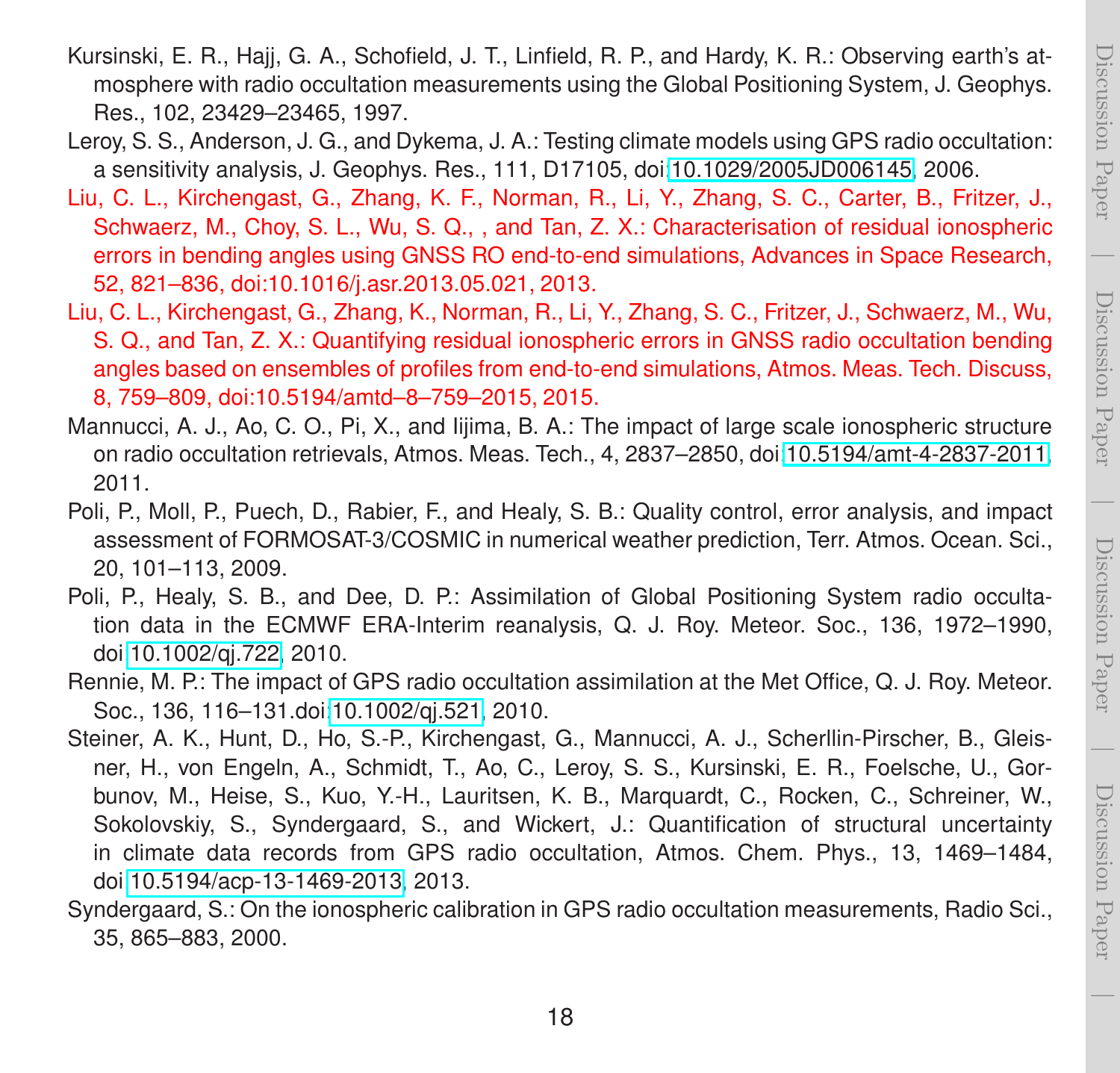Kursinski, E. R., Hajj, G. A., Schofield, J. T., Linfield, R. P., and Hardy, K. R.: Observing earth's atmosphere with radio occultation measurements using the Global Positioning System, J. Geophys. Res., 102, 23429–23465, 1997.

Leroy, S. S., Anderson, J. G., and Dykema, J. A.: Testing climate models using GPS radio occultation: a sensitivity analysis, J. Geophys. Res., 111, D17105, doi:10.1029/2005JD006145, 2006.

Liu, C. L., Kirchengast, G., Zhang, K. F., Norman, R., Li, Y., Zhang, S. C., Carter, B., Fritzer, J., Schwaerz, M., Choy, S. L., Wu, S. Q., , and Tan, Z. X.: Characterisation of residual ionospheric errors in bending angles using GNSS RO end-to-end simulations, Advances in Space Research, 52, 821–836, doi:10.1016/j.asr.2013.05.021, 2013.

Liu, C. L., Kirchengast, G., Zhang, K., Norman, R., Li, Y., Zhang, S. C., Fritzer, J., Schwaerz, M., Wu, S. Q., and Tan, Z. X.: Quantifying residual ionospheric errors in GNSS radio occultation bending angles based on ensembles of profiles from end-to-end simulations, Atmos. Meas. Tech. Discuss, 8, 759–809, doi:10.5194/amtd–8–759–2015, 2015.

Mannucci, A. J., Ao, C. O., Pi, X., and Iijima, B. A.: The impact of large scale ionospheric structure on radio occultation retrievals, Atmos. Meas. Tech., 4, 2837–2850, doi:10.5194/amt-4-2837-2011, 2011.

Poli, P., Moll, P., Puech, D., Rabier, F., and Healy, S. B.: Quality control, error analysis, and impact assessment of FORMOSAT-3/COSMIC in numerical weather prediction, Terr. Atmos. Ocean. Sci., 20, 101–113, 2009.

Poli, P., Healy, S. B., and Dee, D. P.: Assimilation of Global Positioning System radio occultation data in the ECMWF ERA-Interim reanalysis, Q. J. Roy. Meteor. Soc., 136, 1972–1990, doi:10.1002/qj.722, 2010.

Rennie, M. P.: The impact of GPS radio occultation assimilation at the Met Office, Q. J. Roy. Meteor. Soc., 136, 116–131.doi:10.1002/qj.521, 2010.

Steiner, A. K., Hunt, D., Ho, S.-P., Kirchengast, G., Mannucci, A. J., Scherllin-Pirscher, B., Gleisner, H., von Engeln, A., Schmidt, T., Ao, C., Leroy, S. S., Kursinski, E. R., Foelsche, U., Gorbunov, M., Heise, S., Kuo, Y.-H., Lauritsen, K. B., Marquardt, C., Rocken, C., Schreiner, W., Sokolovskiy, S., Syndergaard, S., and Wickert, J.: Quantification of structural uncertainty in climate data records from GPS radio occultation, Atmos. Chem. Phys., 13, 1469–1484, doi:10.5194/acp-13-1469-2013, 2013.

Syndergaard, S.: On the ionospheric calibration in GPS radio occultation measurements, Radio Sci., 35, 865–883, 2000.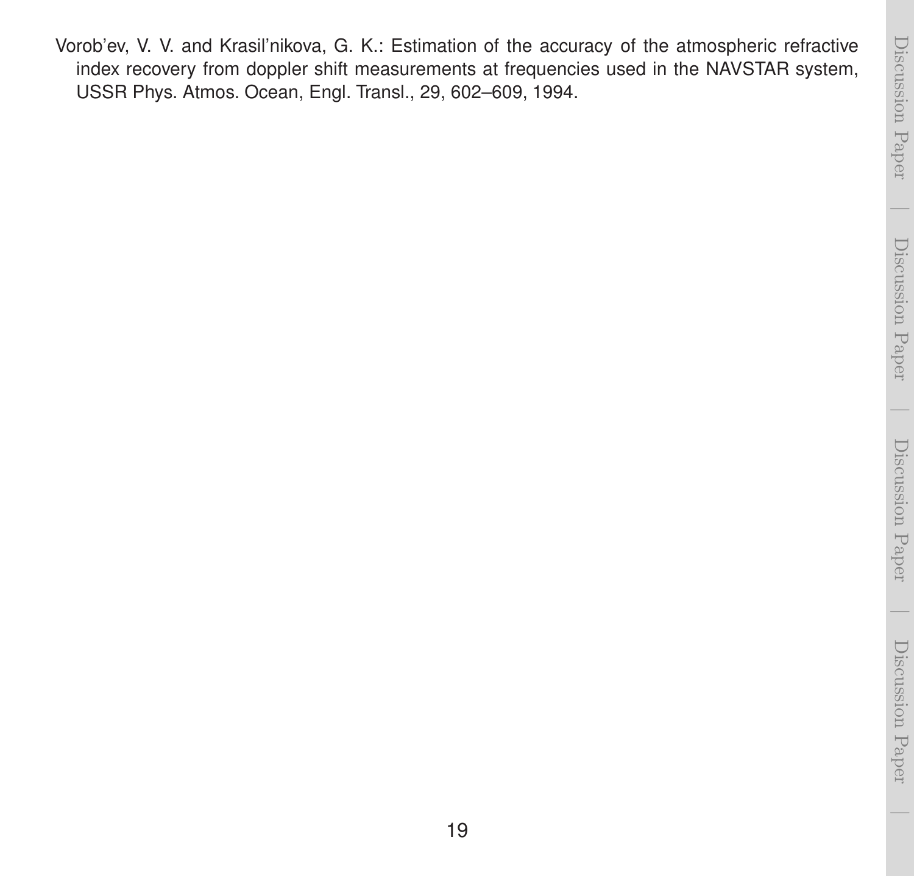Vorob'ev, V. V. and Krasil'nikova, G. K.: Estimation of the accuracy of the atmospheric refractive index recovery from doppler shift measurements at frequencies used in the NAVSTAR system, USSR Phys. Atmos. Ocean, Engl. Transl., 29, 602–609, 1994.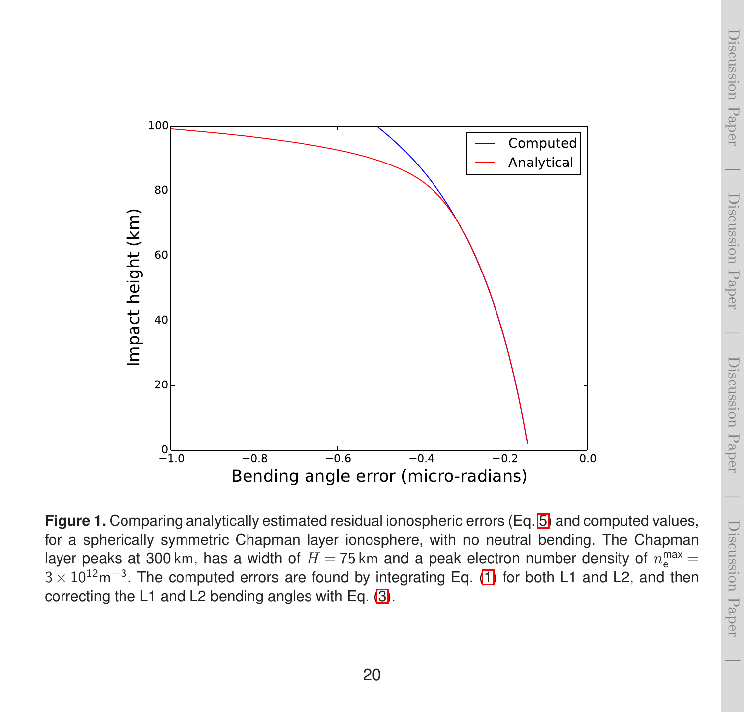**Figure 1.** Comparing analytically estimated residual ionospheric errors (Eq. 5) and computed values, for a spherically symmetric Chapman layer ionosphere, with no neutral bending. The Chapman layer peaks at 300 km, has a width of $H = 75$ km and a peak electron number density of $n_e^{\max} = 3 \times 10^{12} \mathrm{m}^{-3}$. The computed errors are found by integrating Eq. (1) for both L1 and L2, and then correcting the L1 and L2 bending angles with Eq. (3).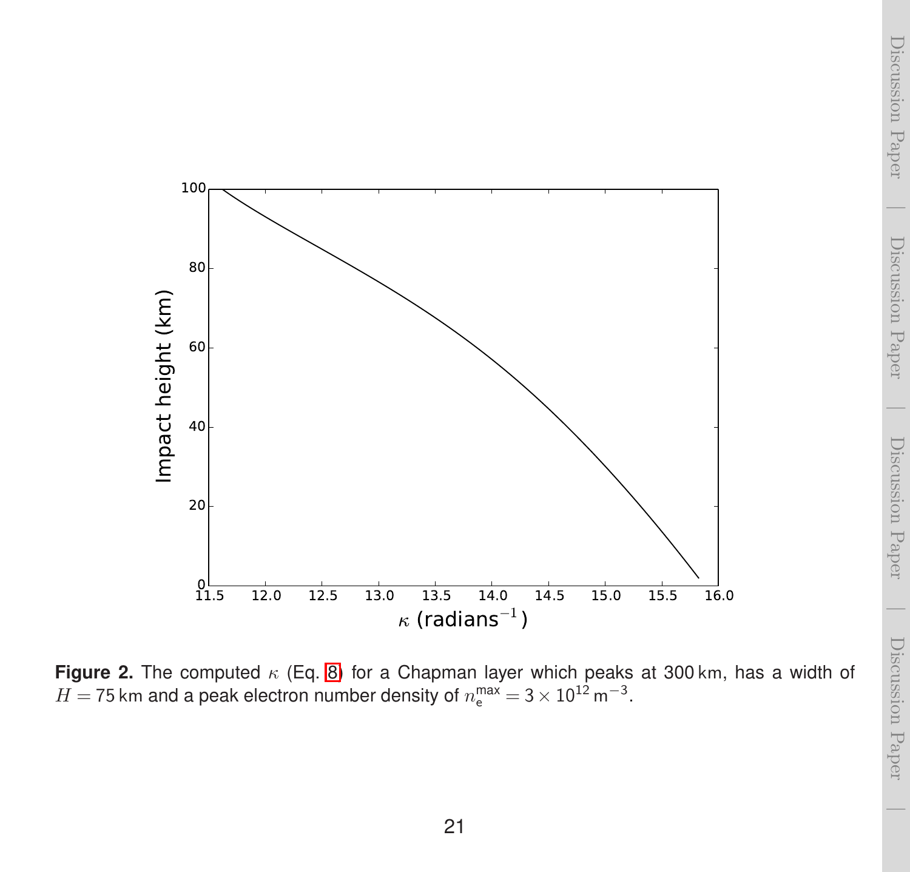**Figure 2.** The computed $\kappa$ (Eq. 8) for a Chapman layer which peaks at 300 km, has a width of $H = 75$ km and a peak electron number density of $n_\mathrm{e}^\mathrm{max} = 3 \times 10^{12}\,\mathrm{m}^{-3}$.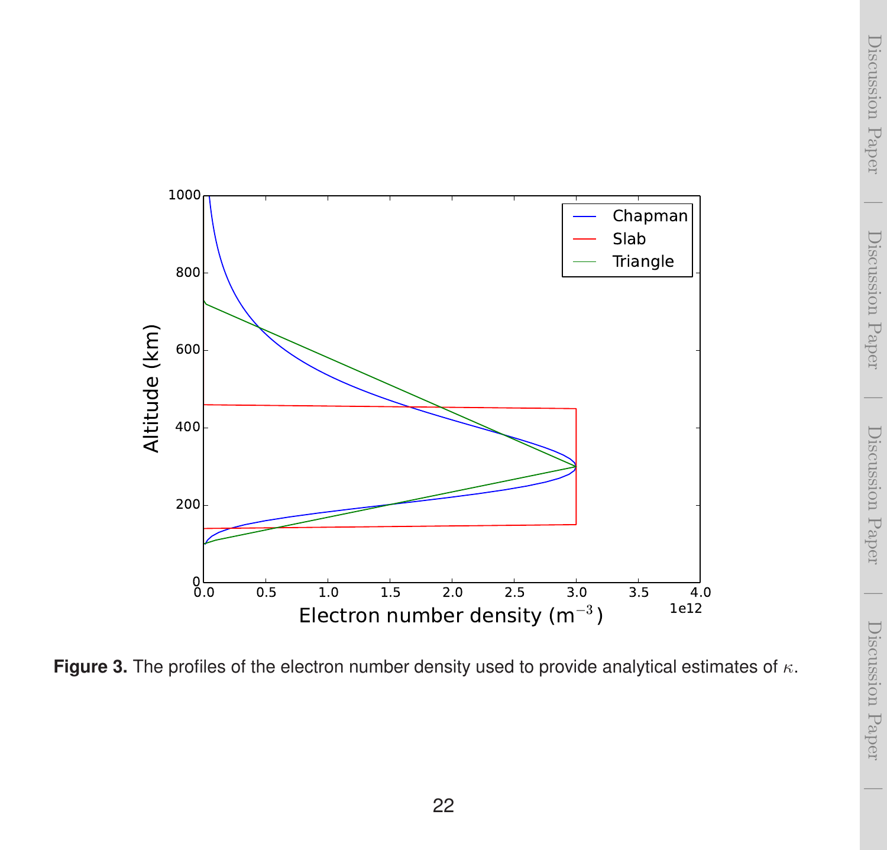**Figure 3.** The profiles of the electron number density used to provide analytical estimates of $\kappa$.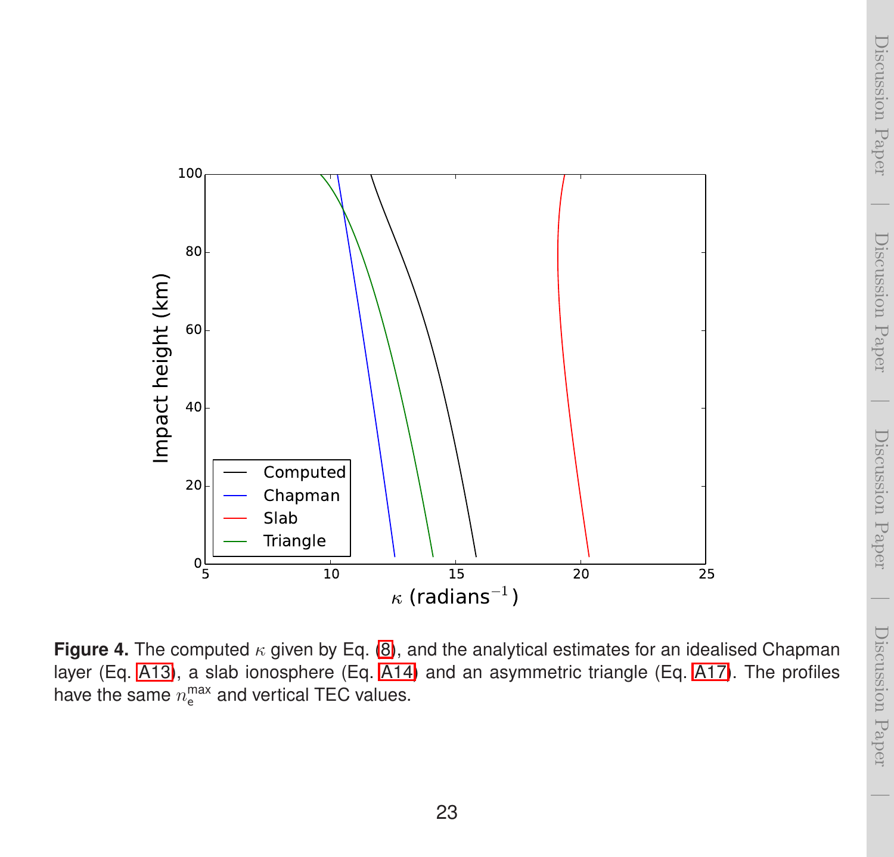**Figure 4.** The computed $\kappa$ given by Eq. (8), and the analytical estimates for an idealised Chapman layer (Eq. A13), a slab ionosphere (Eq. A14) and an asymmetric triangle (Eq. A17). The profiles have the same $n_e^{max}$ and vertical TEC values.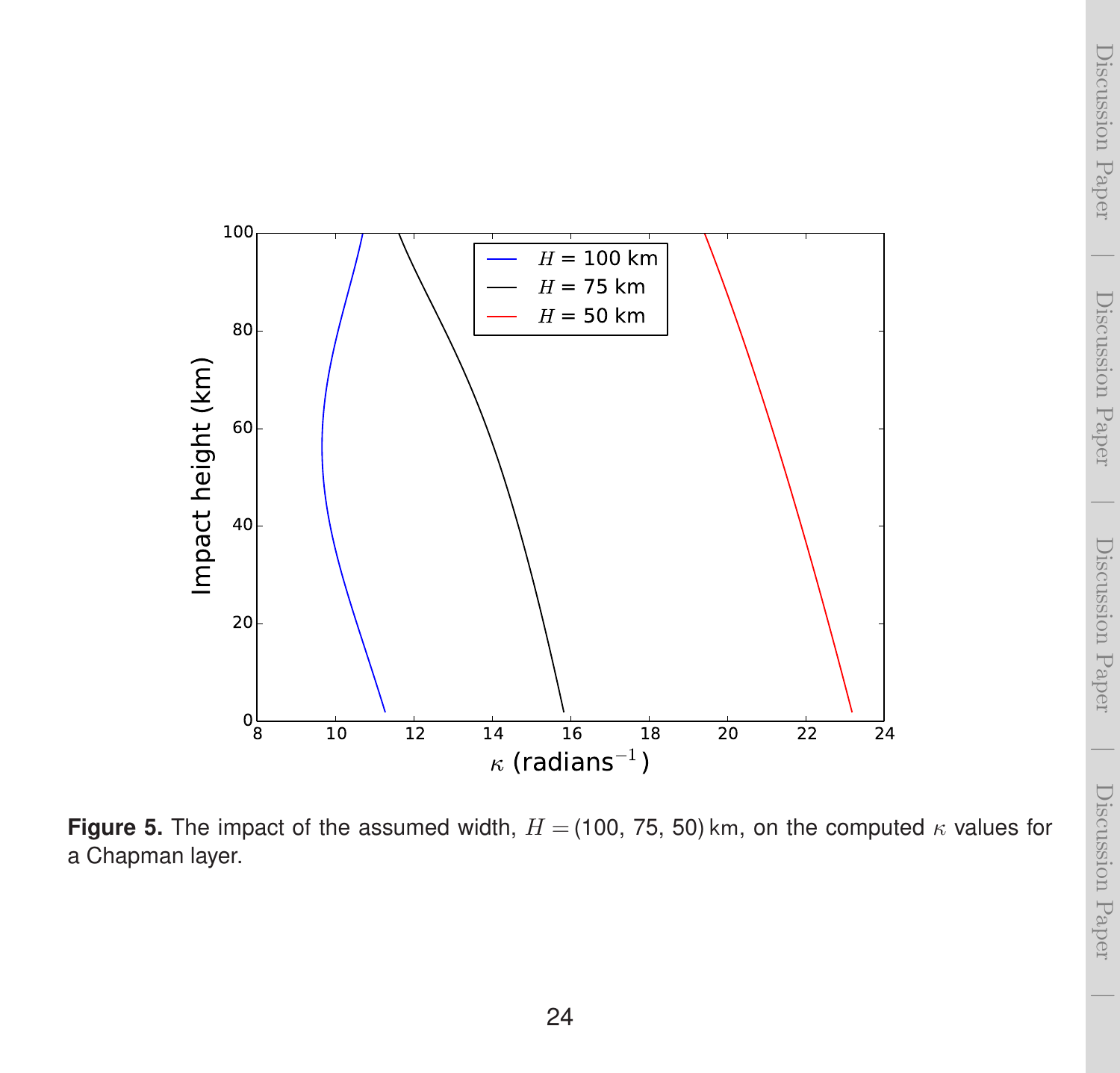**Figure 5.** The impact of the assumed width, $H = (100, 75, 50)$ km, on the computed $\kappa$ values for a Chapman layer.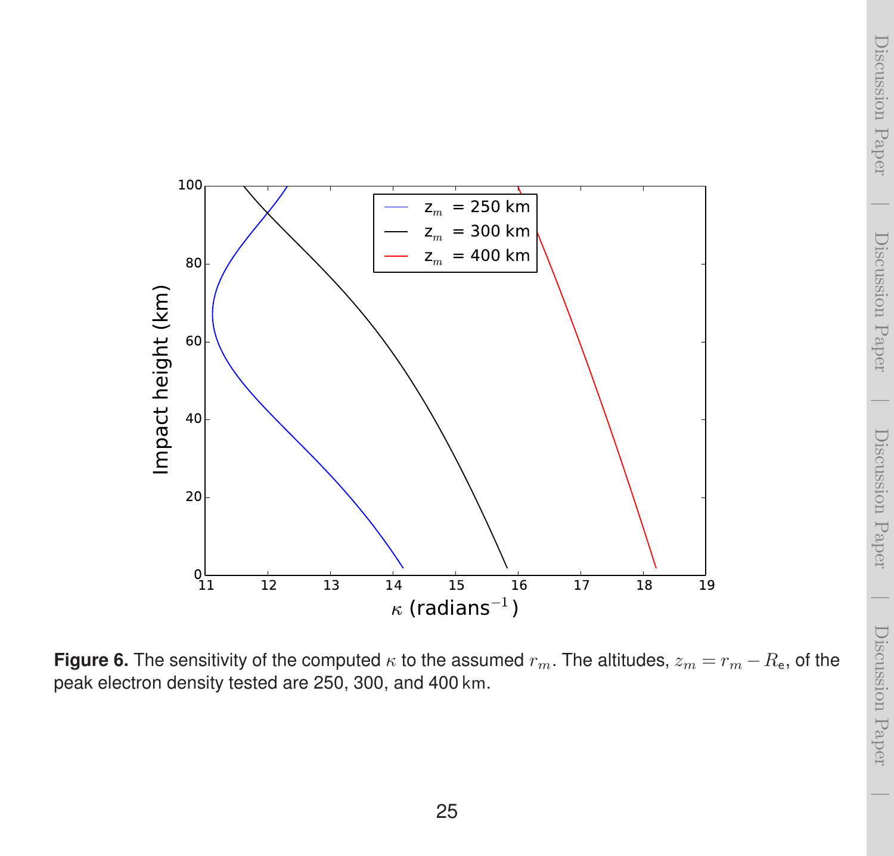100

80

60

40

20

0

11 12 13 14 15 16 17 18 19

Impact height (km)

$\kappa$ (radians$^{-1}$)

z$_m$ = 250 km

z$_m$ = 300 km

z$_m$ = 400 km

**Figure 6.** The sensitivity of the computed $\kappa$ to the assumed $r_m$. The altitudes, $z_m = r_m - R_e$, of the peak electron density tested are 250, 300, and 400 km.